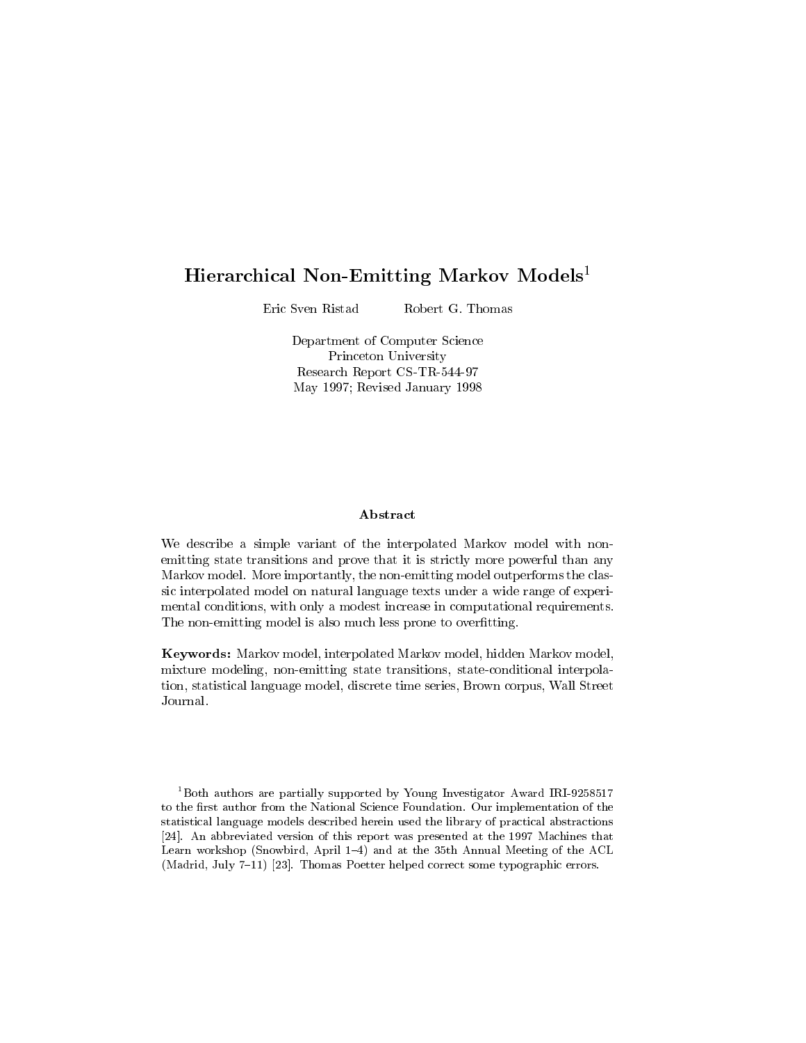# Hierarchical Non-Emitting Markov Models[1]

Eric Sven Ristad    Robert G. Thomas

Department of Computer Science
Princeton University
Research Report CS-TR-544-97
May 1997; Revised January 1998

## Abstract

We describe a simple variant of the interpolated Markov model with non-emitting state transitions and prove that it is strictly more powerful than any Markov model. More importantly, the non-emitting model outperforms the classic interpolated model on natural language texts under a wide range of experimental conditions, with only a modest increase in computational requirements. The non-emitting model is also much less prone to overfitting.

**Keywords:** Markov model, interpolated Markov model, hidden Markov model, mixture modeling, non-emitting state transitions, state-conditional interpolation, statistical language model, discrete time series, Brown corpus, Wall Street Journal.

[1] Both authors are partially supported by Young Investigator Award IRI-9258517 to the first author from the National Science Foundation. Our implementation of the statistical language models described herein used the library of practical abstractions [24]. An abbreviated version of this report was presented at the 1997 Machines that Learn workshop (Snowbird, April 1–4) and at the 35th Annual Meeting of the ACL (Madrid, July 7–11) [23]. Thomas Poetter helped correct some typographic errors.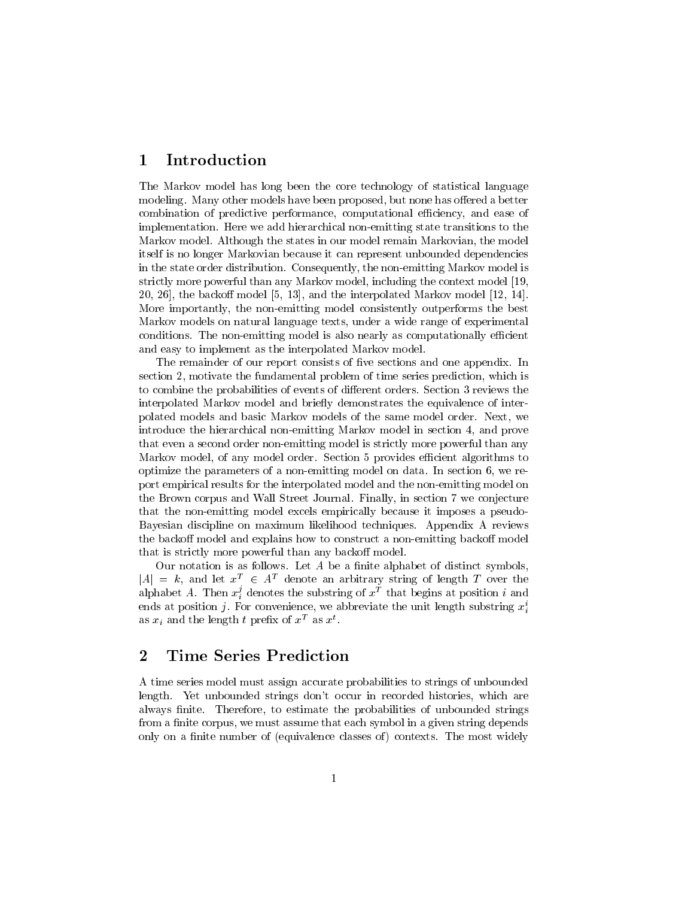# 1 Introduction

The Markov model has long been the core technology of statistical language modeling. Many other models have been proposed, but none has offered a better combination of predictive performance, computational efficiency, and ease of implementation. Here we add hierarchical non-emitting state transitions to the Markov model. Although the states in our model remain Markovian, the model itself is no longer Markovian because it can represent unbounded dependencies in the state order distribution. Consequently, the non-emitting Markov model is strictly more powerful than any Markov model, including the context model [19, 20, 26], the backoff model [5, 13], and the interpolated Markov model [12, 14]. More importantly, the non-emitting model consistently outperforms the best Markov models on natural language texts, under a wide range of experimental conditions. The non-emitting model is also nearly as computationally efficient and easy to implement as the interpolated Markov model.

The remainder of our report consists of five sections and one appendix. In section 2, motivate the fundamental problem of time series prediction, which is to combine the probabilities of events of different orders. Section 3 reviews the interpolated Markov model and briefly demonstrates the equivalence of interpolated models and basic Markov models of the same model order. Next, we introduce the hierarchical non-emitting Markov model in section 4, and prove that even a second order non-emitting model is strictly more powerful than any Markov model, of any model order. Section 5 provides efficient algorithms to optimize the parameters of a non-emitting model on data. In section 6, we report empirical results for the interpolated model and the non-emitting model on the Brown corpus and Wall Street Journal. Finally, in section 7 we conjecture that the non-emitting model excels empirically because it imposes a pseudo-Bayesian discipline on maximum likelihood techniques. Appendix A reviews the backoff model and explains how to construct a non-emitting backoff model that is strictly more powerful than any backoff model.

Our notation is as follows. Let $A$ be a finite alphabet of distinct symbols, $|A| = k$, and let $x^T \in A^T$ denote an arbitrary string of length $T$ over the alphabet $A$. Then $x_i^j$ denotes the substring of $x^T$ that begins at position $i$ and ends at position $j$. For convenience, we abbreviate the unit length substring $x_i^i$ as $x_i$ and the length $t$ prefix of $x^T$ as $x^t$.

# 2 Time Series Prediction

A time series model must assign accurate probabilities to strings of unbounded length. Yet unbounded strings don't occur in recorded histories, which are always finite. Therefore, to estimate the probabilities of unbounded strings from a finite corpus, we must assume that each symbol in a given string depends only on a finite number of (equivalence classes of) contexts. The most widely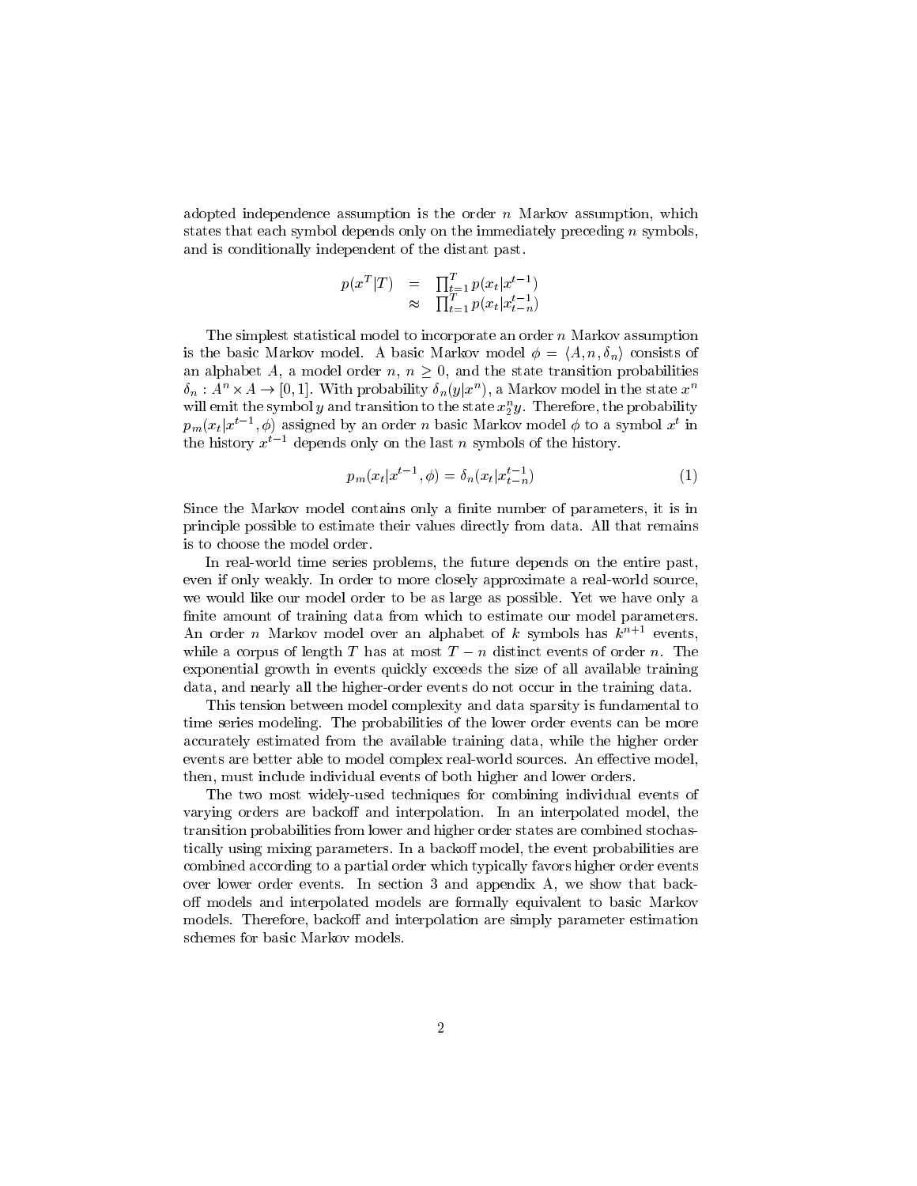adopted independence assumption is the order $n$ Markov assumption, which states that each symbol depends only on the immediately preceding $n$ symbols, and is conditionally independent of the distant past.

$$
\begin{aligned}
p(x^T|T) &= \prod_{t=1}^{T} p(x_t|x^{t-1}) \\
&\approx \prod_{t=1}^{T} p(x_t|x_{t-n}^{t-1})
\end{aligned}
$$

The simplest statistical model to incorporate an order $n$ Markov assumption is the basic Markov model. A basic Markov model $\phi = \langle A, n, \delta_n \rangle$ consists of an alphabet $A$, a model order $n$, $n \geq 0$, and the state transition probabilities $\delta_n : A^n \times A \rightarrow [0,1]$. With probability $\delta_n(y|x^n)$, a Markov model in the state $x^n$ will emit the symbol $y$ and transition to the state $x_2^n y$. Therefore, the probability $p_m(x_t|x^{t-1}, \phi)$ assigned by an order $n$ basic Markov model $\phi$ to a symbol $x^t$ in the history $x^{t-1}$ depends only on the last $n$ symbols of the history.

$$
p_m(x_t|x^{t-1}, \phi) = \delta_n(x_t|x_{t-n}^{t-1}) \tag{1}
$$

Since the Markov model contains only a finite number of parameters, it is in principle possible to estimate their values directly from data. All that remains is to choose the model order.

In real-world time series problems, the future depends on the entire past, even if only weakly. In order to more closely approximate a real-world source, we would like our model order to be as large as possible. Yet we have only a finite amount of training data from which to estimate our model parameters. An order $n$ Markov model over an alphabet of $k$ symbols has $k^{n+1}$ events, while a corpus of length $T$ has at most $T - n$ distinct events of order $n$. The exponential growth in events quickly exceeds the size of all available training data, and nearly all the higher-order events do not occur in the training data.

This tension between model complexity and data sparsity is fundamental to time series modeling. The probabilities of the lower order events can be more accurately estimated from the available training data, while the higher order events are better able to model complex real-world sources. An effective model, then, must include individual events of both higher and lower orders.

The two most widely-used techniques for combining individual events of varying orders are backoff and interpolation. In an interpolated model, the transition probabilities from lower and higher order states are combined stochastically using mixing parameters. In a backoff model, the event probabilities are combined according to a partial order which typically favors higher order events over lower order events. In section 3 and appendix A, we show that backoff models and interpolated models are formally equivalent to basic Markov models. Therefore, backoff and interpolation are simply parameter estimation schemes for basic Markov models.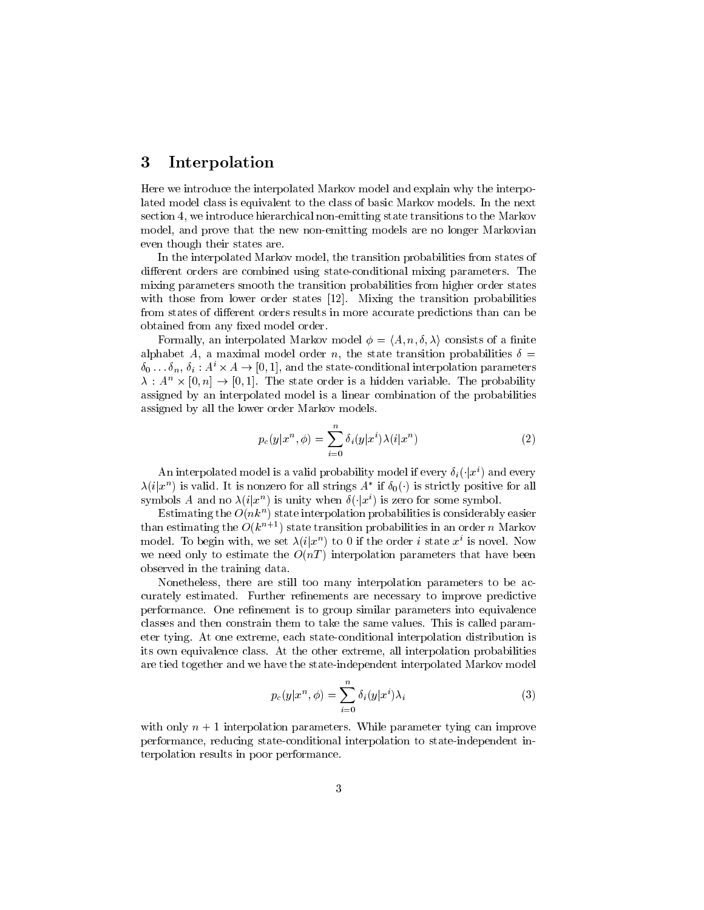## 3 Interpolation

Here we introduce the interpolated Markov model and explain why the interpolated model class is equivalent to the class of basic Markov models. In the next section 4, we introduce hierarchical non-emitting state transitions to the Markov model, and prove that the new non-emitting models are no longer Markovian even though their states are.

In the interpolated Markov model, the transition probabilities from states of different orders are combined using state-conditional mixing parameters. The mixing parameters smooth the transition probabilities from higher order states with those from lower order states [12]. Mixing the transition probabilities from states of different orders results in more accurate predictions than can be obtained from any fixed model order.

Formally, an interpolated Markov model $\phi = \langle A, n, \delta, \lambda \rangle$ consists of a finite alphabet $A$, a maximal model order $n$, the state transition probabilities $\delta = \delta_0 \ldots \delta_n$, $\delta_i : A^i \times A \rightarrow [0,1]$, and the state-conditional interpolation parameters $\lambda : A^n \times [0,n] \rightarrow [0,1]$. The state order is a hidden variable. The probability assigned by an interpolated model is a linear combination of the probabilities assigned by all the lower order Markov models.

$$p_c(y|x^n, \phi) = \sum_{i=0}^{n} \delta_i(y|x^i)\lambda(i|x^n) \tag{2}$$

An interpolated model is a valid probability model if every $\delta_i(\cdot|x^i)$ and every $\lambda(i|x^n)$ is valid. It is nonzero for all strings $A^*$ if $\delta_0(\cdot)$ is strictly positive for all symbols $A$ and no $\lambda(i|x^n)$ is unity when $\delta(\cdot|x^i)$ is zero for some symbol.

Estimating the $O(nk^n)$ state interpolation probabilities is considerably easier than estimating the $O(k^{n+1})$ state transition probabilities in an order $n$ Markov model. To begin with, we set $\lambda(i|x^n)$ to 0 if the order $i$ state $x^i$ is novel. Now we need only to estimate the $O(nT)$ interpolation parameters that have been observed in the training data.

Nonetheless, there are still too many interpolation parameters to be accurately estimated. Further refinements are necessary to improve predictive performance. One refinement is to group similar parameters into equivalence classes and then constrain them to take the same values. This is called parameter tying. At one extreme, each state-conditional interpolation distribution is its own equivalence class. At the other extreme, all interpolation probabilities are tied together and we have the state-independent interpolated Markov model

$$p_c(y|x^n, \phi) = \sum_{i=0}^{n} \delta_i(y|x^i)\lambda_i \tag{3}$$

with only $n+1$ interpolation parameters. While parameter tying can improve performance, reducing state-conditional interpolation to state-independent interpolation results in poor performance.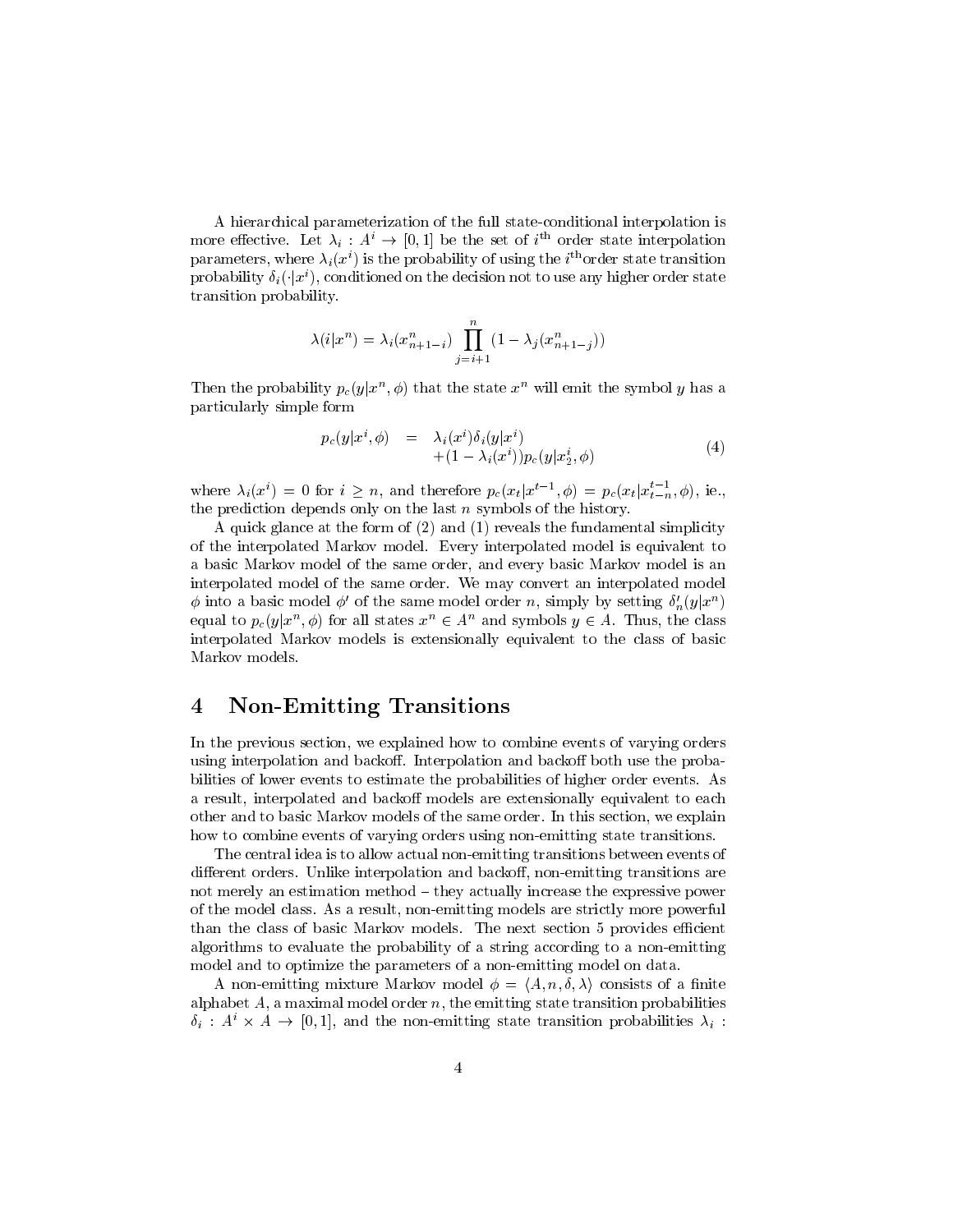A hierarchical parameterization of the full state-conditional interpolation is more effective. Let $\lambda_i : A^i \rightarrow [0, 1]$ be the set of $i^{\text{th}}$ order state interpolation parameters, where $\lambda_i(x^i)$ is the probability of using the $i^{\text{th}}$order state transition probability $\delta_i(\cdot|x^i)$, conditioned on the decision not to use any higher order state transition probability.

$$\lambda(i|x^n) = \lambda_i(x^n_{n+1-i}) \prod_{j=i+1}^{n} (1 - \lambda_j(x^n_{n+1-j}))$$

Then the probability $p_c(y|x^n, \phi)$ that the state $x^n$ will emit the symbol $y$ has a particularly simple form

$$\begin{aligned} p_c(y|x^i, \phi) &= \lambda_i(x^i)\delta_i(y|x^i) \\ &\quad + (1 - \lambda_i(x^i))p_c(y|x^i_2, \phi) \end{aligned} \tag{4}$$

where $\lambda_i(x^i) = 0$ for $i \geq n$, and therefore $p_c(x_t|x^{t-1}, \phi) = p_c(x_t|x^{t-1}_{t-n}, \phi)$, ie., the prediction depends only on the last $n$ symbols of the history.

A quick glance at the form of (2) and (1) reveals the fundamental simplicity of the interpolated Markov model. Every interpolated model is equivalent to a basic Markov model of the same order, and every basic Markov model is an interpolated model of the same order. We may convert an interpolated model $\phi$ into a basic model $\phi'$ of the same model order $n$, simply by setting $\delta'_n(y|x^n)$ equal to $p_c(y|x^n, \phi)$ for all states $x^n \in A^n$ and symbols $y \in A$. Thus, the class interpolated Markov models is extensionally equivalent to the class of basic Markov models.

# 4 Non-Emitting Transitions

In the previous section, we explained how to combine events of varying orders using interpolation and backoff. Interpolation and backoff both use the probabilities of lower events to estimate the probabilities of higher order events. As a result, interpolated and backoff models are extensionally equivalent to each other and to basic Markov models of the same order. In this section, we explain how to combine events of varying orders using non-emitting state transitions.

The central idea is to allow actual non-emitting transitions between events of different orders. Unlike interpolation and backoff, non-emitting transitions are not merely an estimation method – they actually increase the expressive power of the model class. As a result, non-emitting models are strictly more powerful than the class of basic Markov models. The next section 5 provides efficient algorithms to evaluate the probability of a string according to a non-emitting model and to optimize the parameters of a non-emitting model on data.

A non-emitting mixture Markov model $\phi = \langle A, n, \delta, \lambda \rangle$ consists of a finite alphabet $A$, a maximal model order $n$, the emitting state transition probabilities $\delta_i : A^i \times A \rightarrow [0, 1]$, and the non-emitting state transition probabilities $\lambda_i$ :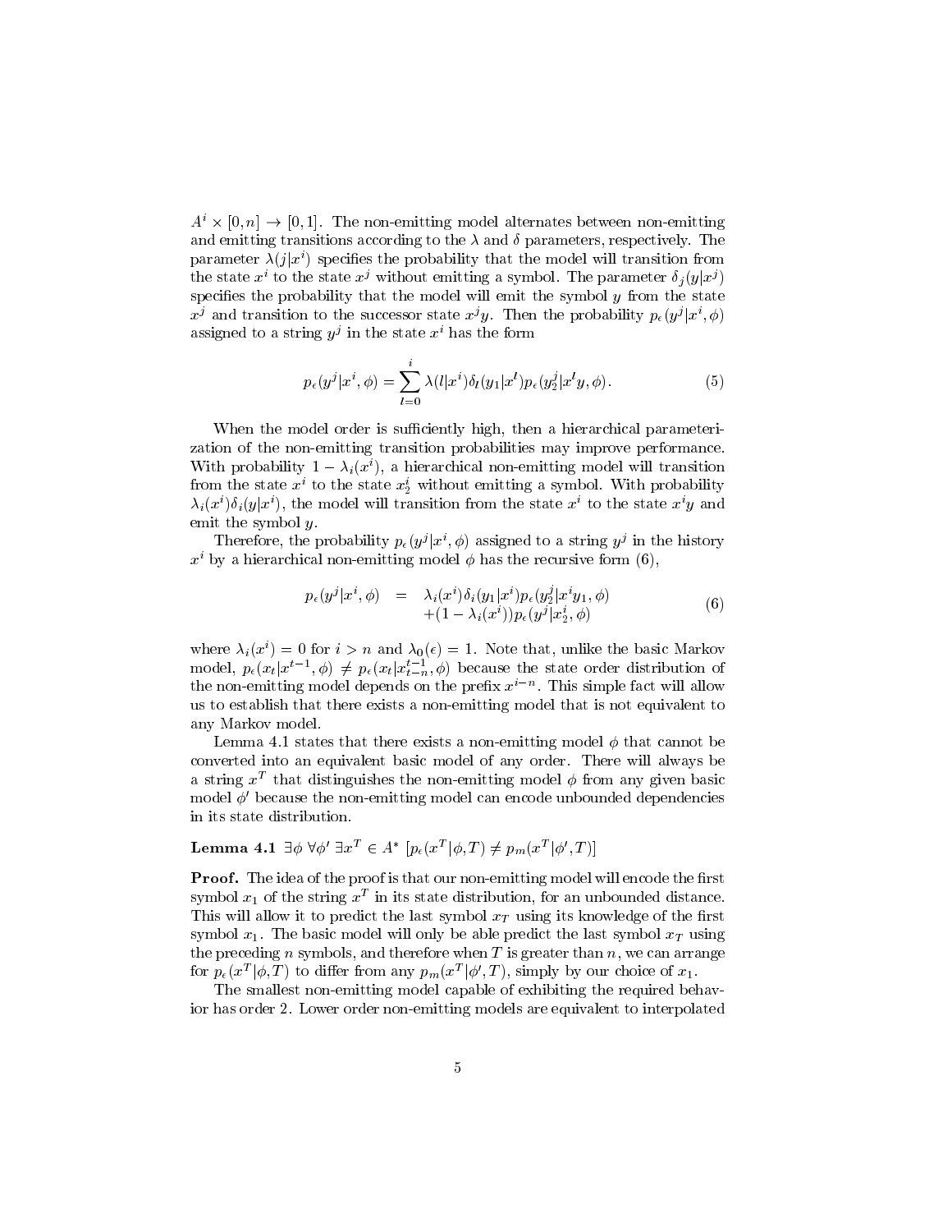$A^i \times [0,n] \to [0,1]$. The non-emitting model alternates between non-emitting and emitting transitions according to the $\lambda$ and $\delta$ parameters, respectively. The parameter $\lambda(j|x^i)$ specifies the probability that the model will transition from the state $x^i$ to the state $x^j$ without emitting a symbol. The parameter $\delta_j(y|x^j)$ specifies the probability that the model will emit the symbol $y$ from the state $x^j$ and transition to the successor state $x^j y$. Then the probability $p_\epsilon(y^j|x^i,\phi)$ assigned to a string $y^j$ in the state $x^i$ has the form

$$p_\epsilon(y^j|x^i,\phi) = \sum_{l=0}^{i} \lambda(l|x^i)\delta_l(y_1|x^l)p_\epsilon(y_2^j|x^l y,\phi). \tag{5}$$

When the model order is sufficiently high, then a hierarchical parameterization of the non-emitting transition probabilities may improve performance. With probability $1-\lambda_i(x^i)$, a hierarchical non-emitting model will transition from the state $x^i$ to the state $x_2^i$ without emitting a symbol. With probability $\lambda_i(x^i)\delta_i(y|x^i)$, the model will transition from the state $x^i$ to the state $x^i y$ and emit the symbol $y$.

Therefore, the probability $p_\epsilon(y^j|x^i,\phi)$ assigned to a string $y^j$ in the history $x^i$ by a hierarchical non-emitting model $\phi$ has the recursive form (6),

$$\begin{aligned} p_\epsilon(y^j|x^i,\phi) &= \lambda_i(x^i)\delta_i(y_1|x^i)p_\epsilon(y_2^j|x^i y_1,\phi) \\ &\quad +(1-\lambda_i(x^i))p_\epsilon(y^j|x_2^i,\phi) \end{aligned} \tag{6}$$

where $\lambda_i(x^i)=0$ for $i>n$ and $\lambda_0(\epsilon)=1$. Note that, unlike the basic Markov model, $p_\epsilon(x_t|x^{t-1},\phi) \neq p_\epsilon(x_t|x_{t-n}^{t-1},\phi)$ because the state order distribution of the non-emitting model depends on the prefix $x^{i-n}$. This simple fact will allow us to establish that there exists a non-emitting model that is not equivalent to any Markov model.

Lemma 4.1 states that there exists a non-emitting model $\phi$ that cannot be converted into an equivalent basic model of any order. There will always be a string $x^T$ that distinguishes the non-emitting model $\phi$ from any given basic model $\phi'$ because the non-emitting model can encode unbounded dependencies in its state distribution.

**Lemma 4.1** $\exists\phi\ \forall\phi'\ \exists x^T \in A^*\ [p_\epsilon(x^T|\phi,T) \neq p_m(x^T|\phi',T)]$

**Proof.** The idea of the proof is that our non-emitting model will encode the first symbol $x_1$ of the string $x^T$ in its state distribution, for an unbounded distance. This will allow it to predict the last symbol $x_T$ using its knowledge of the first symbol $x_1$. The basic model will only be able predict the last symbol $x_T$ using the preceding $n$ symbols, and therefore when $T$ is greater than $n$, we can arrange for $p_\epsilon(x^T|\phi,T)$ to differ from any $p_m(x^T|\phi',T)$, simply by our choice of $x_1$.

The smallest non-emitting model capable of exhibiting the required behavior has order 2. Lower order non-emitting models are equivalent to interpolated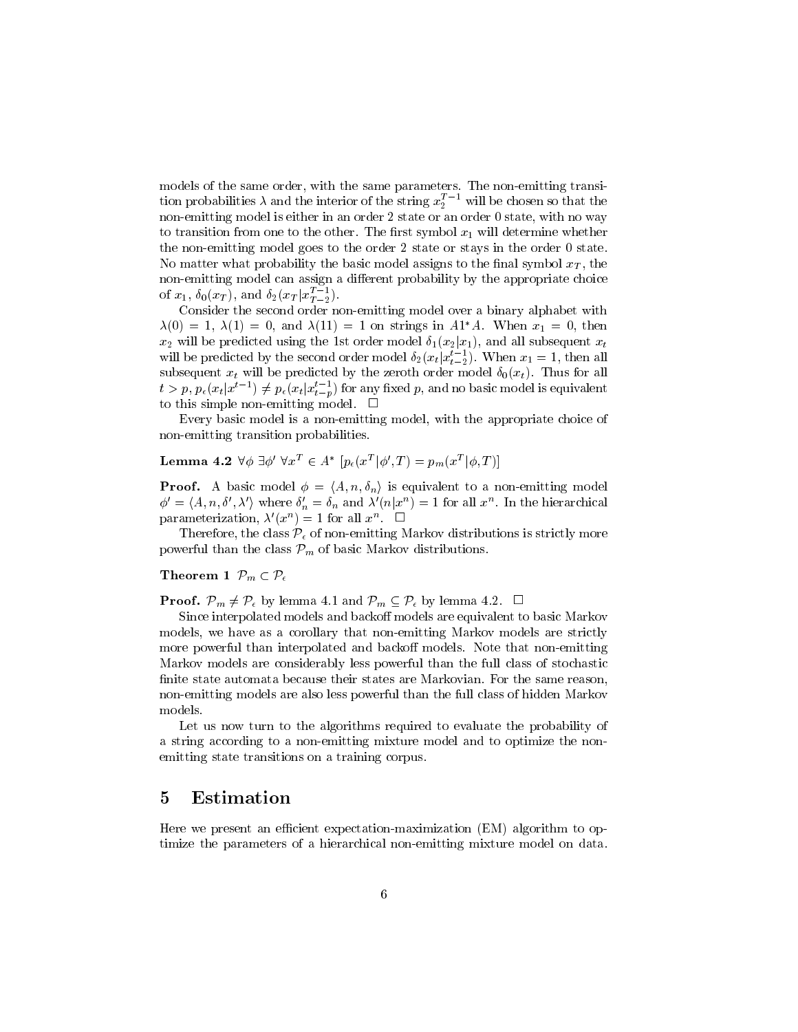models of the same order, with the same parameters. The non-emitting transition probabilities $\lambda$ and the interior of the string $x_2^{T-1}$ will be chosen so that the non-emitting model is either in an order 2 state or an order 0 state, with no way to transition from one to the other. The first symbol $x_1$ will determine whether the non-emitting model goes to the order 2 state or stays in the order 0 state. No matter what probability the basic model assigns to the final symbol $x_T$, the non-emitting model can assign a different probability by the appropriate choice of $x_1$, $\delta_0(x_T)$, and $\delta_2(x_T|x_{T-2}^{T-1})$.

Consider the second order non-emitting model over a binary alphabet with $\lambda(0) = 1$, $\lambda(1) = 0$, and $\lambda(11) = 1$ on strings in $A1^*A$. When $x_1 = 0$, then $x_2$ will be predicted using the 1st order model $\delta_1(x_2|x_1)$, and all subsequent $x_t$ will be predicted by the second order model $\delta_2(x_t|x_{t-2}^{t-1})$. When $x_1 = 1$, then all subsequent $x_t$ will be predicted by the zeroth order model $\delta_0(x_t)$. Thus for all $t > p$, $p_\epsilon(x_t|x^{t-1}) \neq p_\epsilon(x_t|x_{t-p}^{t-1})$ for any fixed $p$, and no basic model is equivalent to this simple non-emitting model. $\Box$

Every basic model is a non-emitting model, with the appropriate choice of non-emitting transition probabilities.

**Lemma 4.2** $\forall \phi \; \exists \phi' \; \forall x^T \in A^* \; [p_\epsilon(x^T|\phi', T) = p_m(x^T|\phi, T)]$

**Proof.** A basic model $\phi = \langle A, n, \delta_n \rangle$ is equivalent to a non-emitting model $\phi' = \langle A, n, \delta', \lambda' \rangle$ where $\delta'_n = \delta_n$ and $\lambda'(n|x^n) = 1$ for all $x^n$. In the hierarchical parameterization, $\lambda'(x^n) = 1$ for all $x^n$. $\Box$

Therefore, the class $\mathcal{P}_\epsilon$ of non-emitting Markov distributions is strictly more powerful than the class $\mathcal{P}_m$ of basic Markov distributions.

**Theorem 1** $\mathcal{P}_m \subset \mathcal{P}_\epsilon$

**Proof.** $\mathcal{P}_m \neq \mathcal{P}_\epsilon$ by lemma 4.1 and $\mathcal{P}_m \subseteq \mathcal{P}_\epsilon$ by lemma 4.2. $\Box$

Since interpolated models and backoff models are equivalent to basic Markov models, we have as a corollary that non-emitting Markov models are strictly more powerful than interpolated and backoff models. Note that non-emitting Markov models are considerably less powerful than the full class of stochastic finite state automata because their states are Markovian. For the same reason, non-emitting models are also less powerful than the full class of hidden Markov models.

Let us now turn to the algorithms required to evaluate the probability of a string according to a non-emitting mixture model and to optimize the non-emitting state transitions on a training corpus.

# 5 Estimation

Here we present an efficient expectation-maximization (EM) algorithm to optimize the parameters of a hierarchical non-emitting mixture model on data.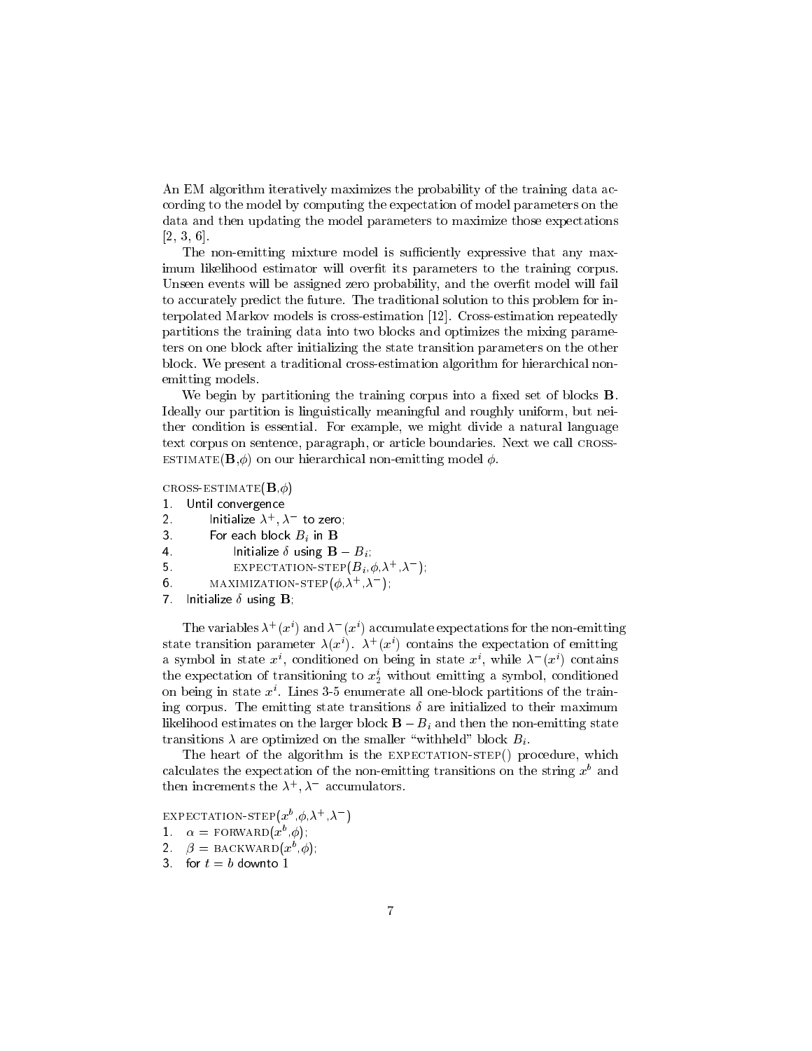An EM algorithm iteratively maximizes the probability of the training data according to the model by computing the expectation of model parameters on the data and then updating the model parameters to maximize those expectations [2, 3, 6].

The non-emitting mixture model is sufficiently expressive that any maximum likelihood estimator will overfit its parameters to the training corpus. Unseen events will be assigned zero probability, and the overfit model will fail to accurately predict the future. The traditional solution to this problem for interpolated Markov models is cross-estimation [12]. Cross-estimation repeatedly partitions the training data into two blocks and optimizes the mixing parameters on one block after initializing the state transition parameters on the other block. We present a traditional cross-estimation algorithm for hierarchical non-emitting models.

We begin by partitioning the training corpus into a fixed set of blocks $\mathbf{B}$. Ideally our partition is linguistically meaningful and roughly uniform, but neither condition is essential. For example, we might divide a natural language text corpus on sentence, paragraph, or article boundaries. Next we call CROSS-ESTIMATE($\mathbf{B}$,$\phi$) on our hierarchical non-emitting model $\phi$.

```
CROSS-ESTIMATE(B,φ)
1.  Until convergence
2.      Initialize λ+, λ− to zero;
3.      For each block B_i in B
4.          Initialize δ using B − B_i;
5.          EXPECTATION-STEP(B_i,φ,λ+,λ−);
6.      MAXIMIZATION-STEP(φ,λ+,λ−);
7.  Initialize δ using B;
```

The variables $\lambda^+(x^i)$ and $\lambda^-(x^i)$ accumulate expectations for the non-emitting state transition parameter $\lambda(x^i)$. $\lambda^+(x^i)$ contains the expectation of emitting a symbol in state $x^i$, conditioned on being in state $x^i$, while $\lambda^-(x^i)$ contains the expectation of transitioning to $x_2^i$ without emitting a symbol, conditioned on being in state $x^i$. Lines 3-5 enumerate all one-block partitions of the training corpus. The emitting state transitions $\delta$ are initialized to their maximum likelihood estimates on the larger block $\mathbf{B} - B_i$ and then the non-emitting state transitions $\lambda$ are optimized on the smaller "withheld" block $B_i$.

The heart of the algorithm is the EXPECTATION-STEP() procedure, which calculates the expectation of the non-emitting transitions on the string $x^b$ and then increments the $\lambda^+$, $\lambda^-$ accumulators.

```
EXPECTATION-STEP(x^b,φ,λ+,λ−)
1.  α = FORWARD(x^b,φ);
2.  β = BACKWARD(x^b,φ);
3.  for t = b downto 1
```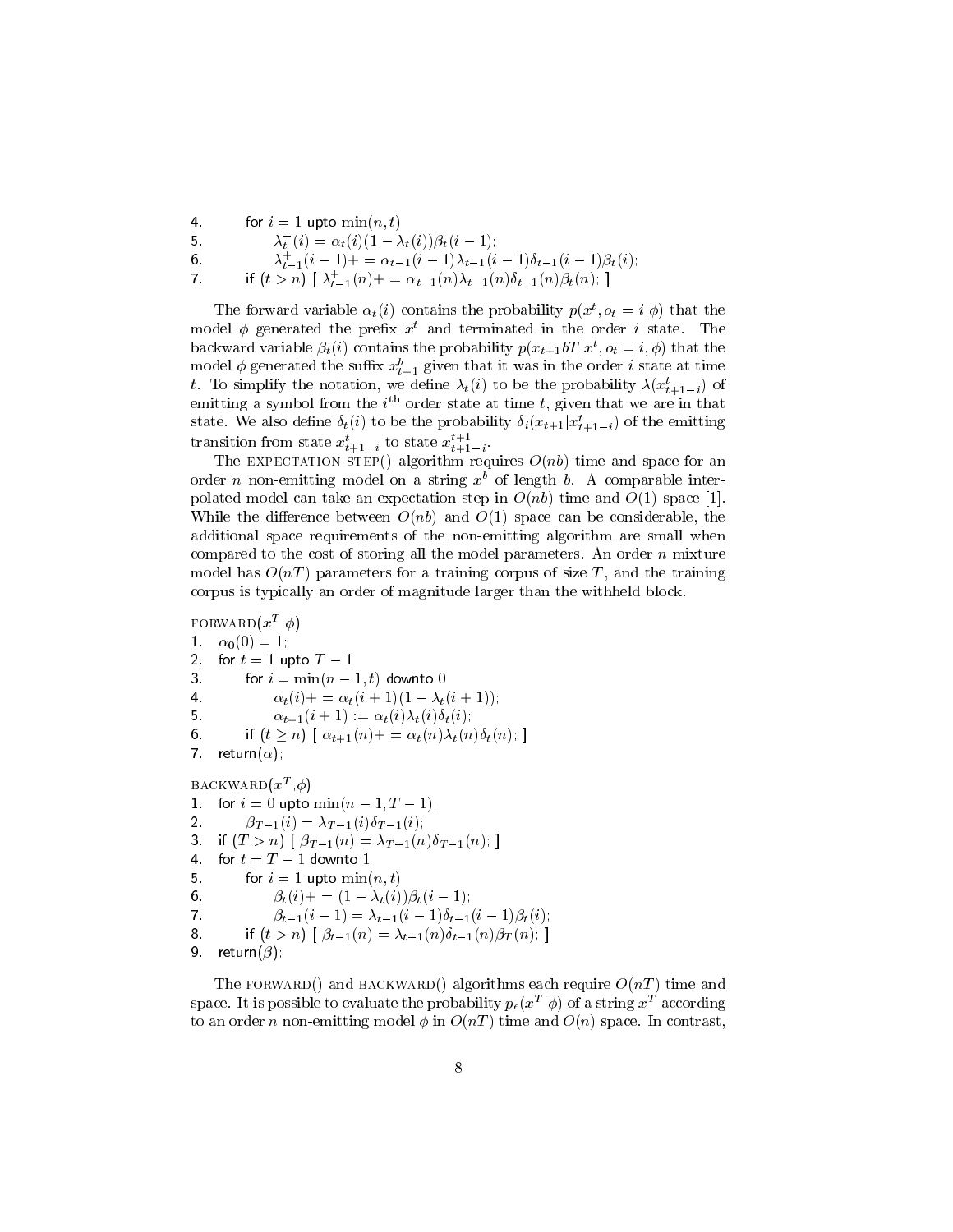```
4.       for i = 1 upto min(n, t)
5.           λ⁻_t(i) = α_t(i)(1 − λ_t(i))β_t(i − 1);
6.           λ⁺_{t−1}(i − 1)+ = α_{t−1}(i − 1)λ_{t−1}(i − 1)δ_{t−1}(i − 1)β_t(i);
7.       if (t > n) [ λ⁺_{t−1}(n)+ = α_{t−1}(n)λ_{t−1}(n)δ_{t−1}(n)β_t(n); ]
```

The forward variable $\alpha_t(i)$ contains the probability $p(x^t, o_t = i|\phi)$ that the model $\phi$ generated the prefix $x^t$ and terminated in the order $i$ state. The backward variable $\beta_t(i)$ contains the probability $p(x_{t+1}bT|x^t, o_t = i, \phi)$ that the model $\phi$ generated the suffix $x_{t+1}^b$ given that it was in the order $i$ state at time $t$. To simplify the notation, we define $\lambda_t(i)$ to be the probability $\lambda(x_{t+1-i}^t)$ of emitting a symbol from the $i^{\text{th}}$ order state at time $t$, given that we are in that state. We also define $\delta_t(i)$ to be the probability $\delta_i(x_{t+1}|x_{t+1-i}^t)$ of the emitting transition from state $x_{t+1-i}^t$ to state $x_{t+1-i}^{t+1}$.

The EXPECTATION-STEP() algorithm requires $O(nb)$ time and space for an order $n$ non-emitting model on a string $x^b$ of length $b$. A comparable interpolated model can take an expectation step in $O(nb)$ time and $O(1)$ space [1]. While the difference between $O(nb)$ and $O(1)$ space can be considerable, the additional space requirements of the non-emitting algorithm are small when compared to the cost of storing all the model parameters. An order $n$ mixture model has $O(nT)$ parameters for a training corpus of size $T$, and the training corpus is typically an order of magnitude larger than the withheld block.

```
FORWARD(x^T, φ)
1.   α_0(0) = 1;
2.   for t = 1 upto T − 1
3.       for i = min(n − 1, t) downto 0
4.           α_t(i)+ = α_t(i + 1)(1 − λ_t(i + 1));
5.           α_{t+1}(i + 1) := α_t(i)λ_t(i)δ_t(i);
6.       if (t ≥ n) [ α_{t+1}(n)+ = α_t(n)λ_t(n)δ_t(n); ]
7.   return(α);
```

```
BACKWARD(x^T, φ)
1.   for i = 0 upto min(n − 1, T − 1);
2.       β_{T−1}(i) = λ_{T−1}(i)δ_{T−1}(i);
3.   if (T > n) [ β_{T−1}(n) = λ_{T−1}(n)δ_{T−1}(n); ]
4.   for t = T − 1 downto 1
5.       for i = 1 upto min(n, t)
6.           β_t(i)+ = (1 − λ_t(i))β_t(i − 1);
7.           β_{t−1}(i − 1) = λ_{t−1}(i − 1)δ_{t−1}(i − 1)β_t(i);
8.       if (t > n) [ β_{t−1}(n) = λ_{t−1}(n)δ_{t−1}(n)β_T(n); ]
9.   return(β);
```

The FORWARD() and BACKWARD() algorithms each require $O(nT)$ time and space. It is possible to evaluate the probability $p_\epsilon(x^T|\phi)$ of a string $x^T$ according to an order $n$ non-emitting model $\phi$ in $O(nT)$ time and $O(n)$ space. In contrast,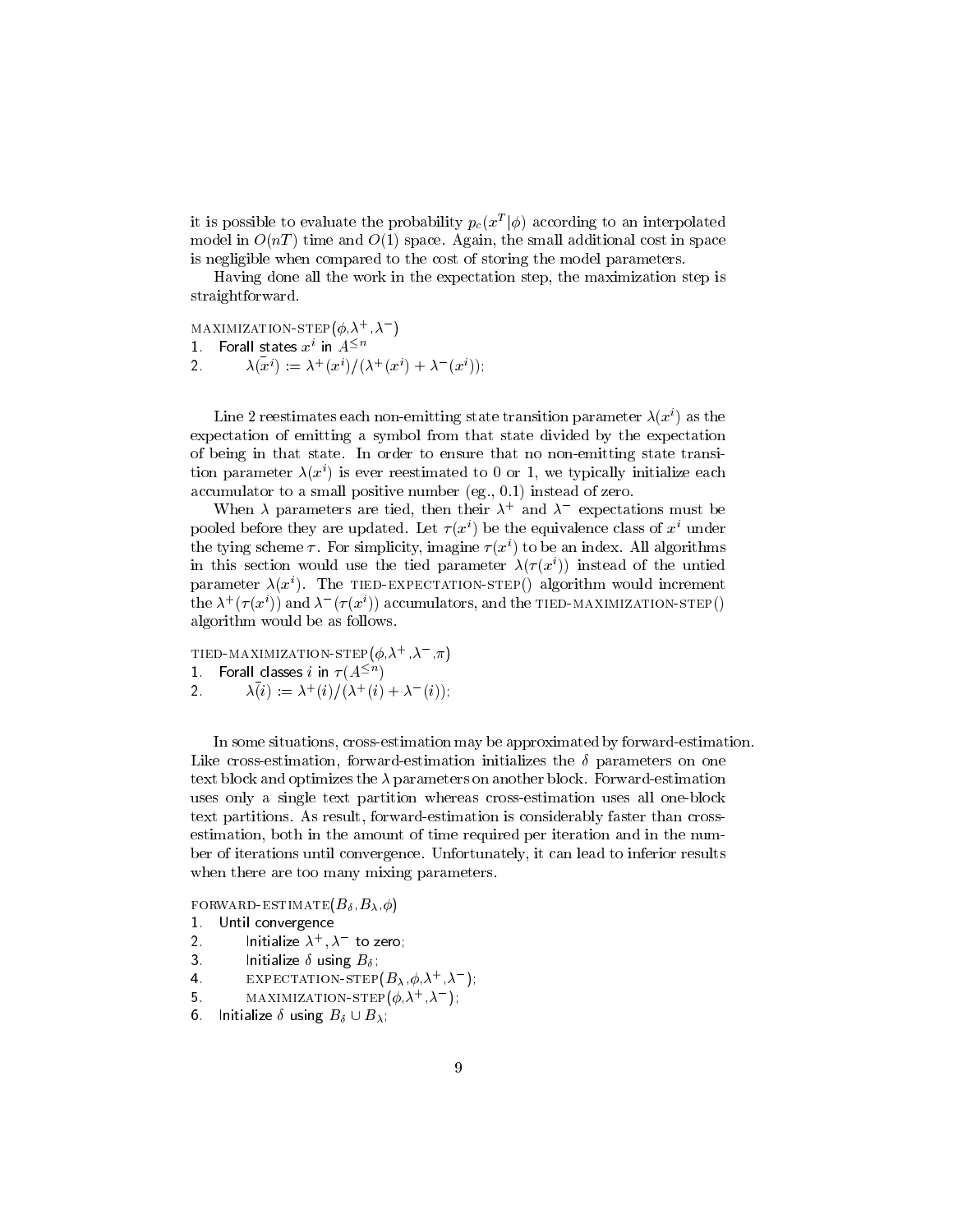it is possible to evaluate the probability $p_c(x^T|\phi)$ according to an interpolated model in $O(nT)$ time and $O(1)$ space. Again, the small additional cost in space is negligible when compared to the cost of storing the model parameters.

Having done all the work in the expectation step, the maximization step is straightforward.

```
MAXIMIZATION-STEP(φ,λ+,λ−)
1.  Forall states x^i in A^{≤n}
2.      λ(x^i) := λ+(x^i)/(λ+(x^i) + λ−(x^i));
```

Line 2 reestimates each non-emitting state transition parameter $\lambda(x^i)$ as the expectation of emitting a symbol from that state divided by the expectation of being in that state. In order to ensure that no non-emitting state transition parameter $\lambda(x^i)$ is ever reestimated to 0 or 1, we typically initialize each accumulator to a small positive number (eg., 0.1) instead of zero.

When $\lambda$ parameters are tied, then their $\lambda^+$ and $\lambda^-$ expectations must be pooled before they are updated. Let $\tau(x^i)$ be the equivalence class of $x^i$ under the tying scheme $\tau$. For simplicity, imagine $\tau(x^i)$ to be an index. All algorithms in this section would use the tied parameter $\lambda(\tau(x^i))$ instead of the untied parameter $\lambda(x^i)$. The TIED-EXPECTATION-STEP() algorithm would increment the $\lambda^+(\tau(x^i))$ and $\lambda^-(\tau(x^i))$ accumulators, and the TIED-MAXIMIZATION-STEP() algorithm would be as follows.

```
TIED-MAXIMIZATION-STEP(φ,λ+,λ−,π)
1.  Forall classes i in τ(A^{≤n})
2.      λ(i) := λ+(i)/(λ+(i) + λ−(i));
```

In some situations, cross-estimation may be approximated by forward-estimation. Like cross-estimation, forward-estimation initializes the $\delta$ parameters on one text block and optimizes the $\lambda$ parameters on another block. Forward-estimation uses only a single text partition whereas cross-estimation uses all one-block text partitions. As result, forward-estimation is considerably faster than cross-estimation, both in the amount of time required per iteration and in the number of iterations until convergence. Unfortunately, it can lead to inferior results when there are too many mixing parameters.

```
FORWARD-ESTIMATE(B_δ, B_λ, φ)
1.  Until convergence
2.      Initialize λ+, λ− to zero;
3.      Initialize δ using B_δ;
4.      EXPECTATION-STEP(B_λ, φ, λ+, λ−);
5.      MAXIMIZATION-STEP(φ, λ+, λ−);
6.  Initialize δ using B_δ ∪ B_λ;
```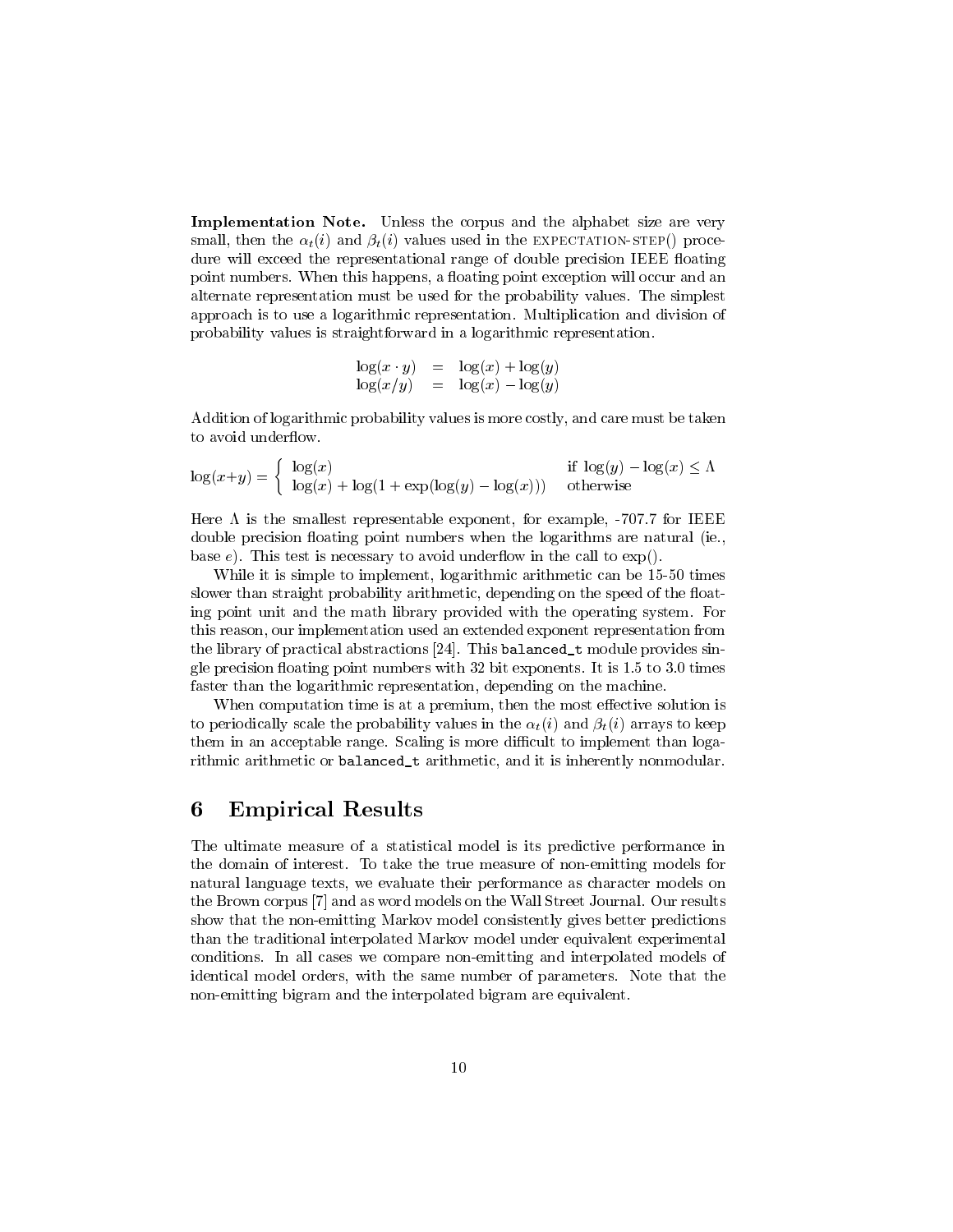**Implementation Note.** Unless the corpus and the alphabet size are very small, then the $\alpha_t(i)$ and $\beta_t(i)$ values used in the EXPECTATION-STEP() procedure will exceed the representational range of double precision IEEE floating point numbers. When this happens, a floating point exception will occur and an alternate representation must be used for the probability values. The simplest approach is to use a logarithmic representation. Multiplication and division of probability values is straightforward in a logarithmic representation.

$$\begin{aligned}
\log(x \cdot y) &= \log(x) + \log(y) \\
\log(x/y) &= \log(x) - \log(y)
\end{aligned}$$

Addition of logarithmic probability values is more costly, and care must be taken to avoid underflow.

$$\log(x+y) = \begin{cases} \log(x) & \text{if } \log(y) - \log(x) \leq \Lambda \\ \log(x) + \log(1 + \exp(\log(y) - \log(x))) & \text{otherwise} \end{cases}$$

Here $\Lambda$ is the smallest representable exponent, for example, -707.7 for IEEE double precision floating point numbers when the logarithms are natural (ie., base $e$). This test is necessary to avoid underflow in the call to exp().

While it is simple to implement, logarithmic arithmetic can be 15-50 times slower than straight probability arithmetic, depending on the speed of the floating point unit and the math library provided with the operating system. For this reason, our implementation used an extended exponent representation from the library of practical abstractions [24]. This `balanced_t` module provides single precision floating point numbers with 32 bit exponents. It is 1.5 to 3.0 times faster than the logarithmic representation, depending on the machine.

When computation time is at a premium, then the most effective solution is to periodically scale the probability values in the $\alpha_t(i)$ and $\beta_t(i)$ arrays to keep them in an acceptable range. Scaling is more difficult to implement than logarithmic arithmetic or `balanced_t` arithmetic, and it is inherently nonmodular.

## 6 Empirical Results

The ultimate measure of a statistical model is its predictive performance in the domain of interest. To take the true measure of non-emitting models for natural language texts, we evaluate their performance as character models on the Brown corpus [7] and as word models on the Wall Street Journal. Our results show that the non-emitting Markov model consistently gives better predictions than the traditional interpolated Markov model under equivalent experimental conditions. In all cases we compare non-emitting and interpolated models of identical model orders, with the same number of parameters. Note that the non-emitting bigram and the interpolated bigram are equivalent.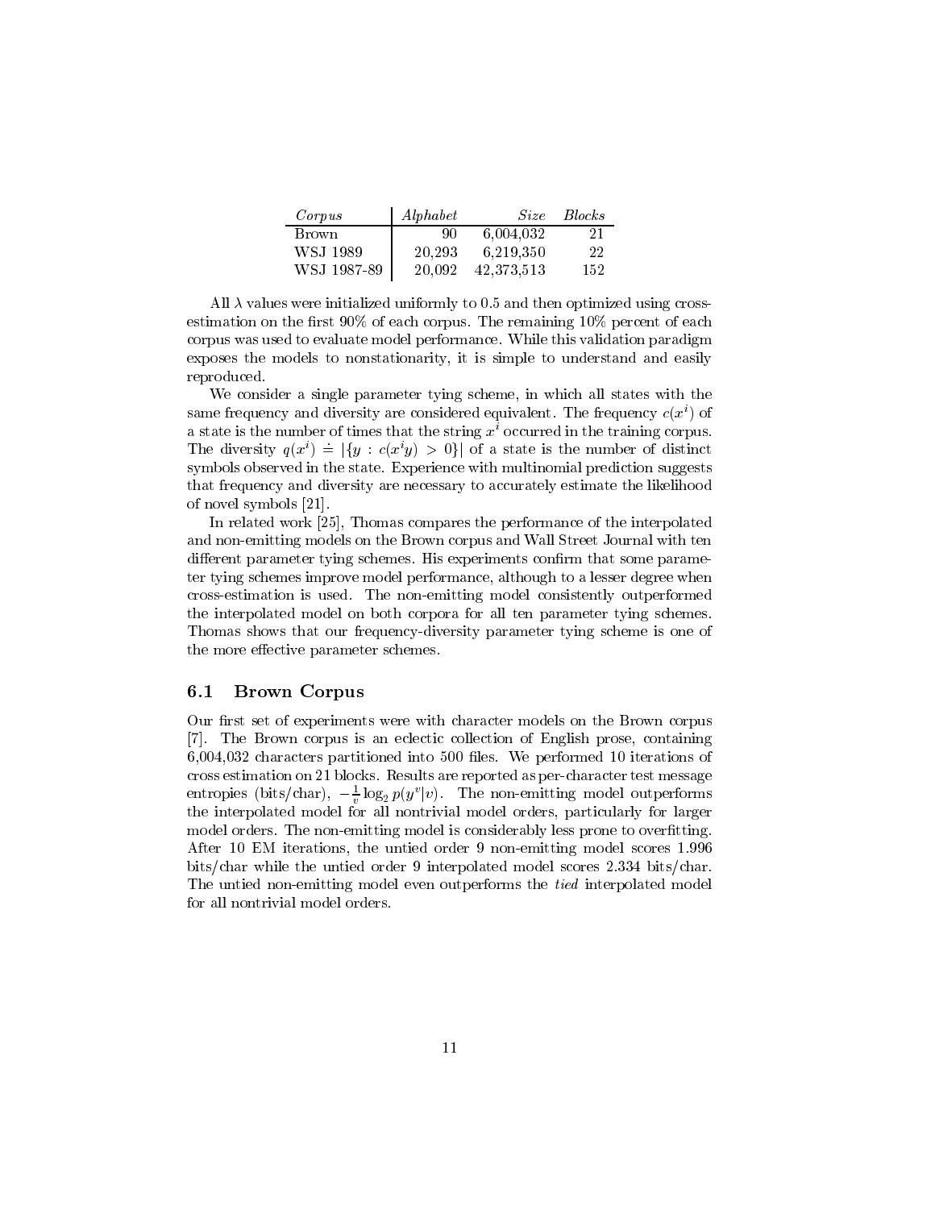| *Corpus* | *Alphabet* | *Size* | *Blocks* |
|---|---|---|---|
| Brown | 90 | 6,004,032 | 21 |
| WSJ 1989 | 20,293 | 6,219,350 | 22 |
| WSJ 1987-89 | 20,092 | 42,373,513 | 152 |

All $\lambda$ values were initialized uniformly to 0.5 and then optimized using cross-estimation on the first 90% of each corpus. The remaining 10% percent of each corpus was used to evaluate model performance. While this validation paradigm exposes the models to nonstationarity, it is simple to understand and easily reproduced.

We consider a single parameter tying scheme, in which all states with the same frequency and diversity are considered equivalent. The frequency $c(x^i)$ of a state is the number of times that the string $x^i$ occurred in the training corpus. The diversity $q(x^i) \doteq |\{y : c(x^i y) > 0\}|$ of a state is the number of distinct symbols observed in the state. Experience with multinomial prediction suggests that frequency and diversity are necessary to accurately estimate the likelihood of novel symbols [21].

In related work [25], Thomas compares the performance of the interpolated and non-emitting models on the Brown corpus and Wall Street Journal with ten different parameter tying schemes. His experiments confirm that some parameter tying schemes improve model performance, although to a lesser degree when cross-estimation is used. The non-emitting model consistently outperformed the interpolated model on both corpora for all ten parameter tying schemes. Thomas shows that our frequency-diversity parameter tying scheme is one of the more effective parameter schemes.

### 6.1 Brown Corpus

Our first set of experiments were with character models on the Brown corpus [7]. The Brown corpus is an eclectic collection of English prose, containing 6,004,032 characters partitioned into 500 files. We performed 10 iterations of cross estimation on 21 blocks. Results are reported as per-character test message entropies (bits/char), $-\frac{1}{v}\log_2 p(y^v|v)$. The non-emitting model outperforms the interpolated model for all nontrivial model orders, particularly for larger model orders. The non-emitting model is considerably less prone to overfitting. After 10 EM iterations, the untied order 9 non-emitting model scores 1.996 bits/char while the untied order 9 interpolated model scores 2.334 bits/char. The untied non-emitting model even outperforms the *tied* interpolated model for all nontrivial model orders.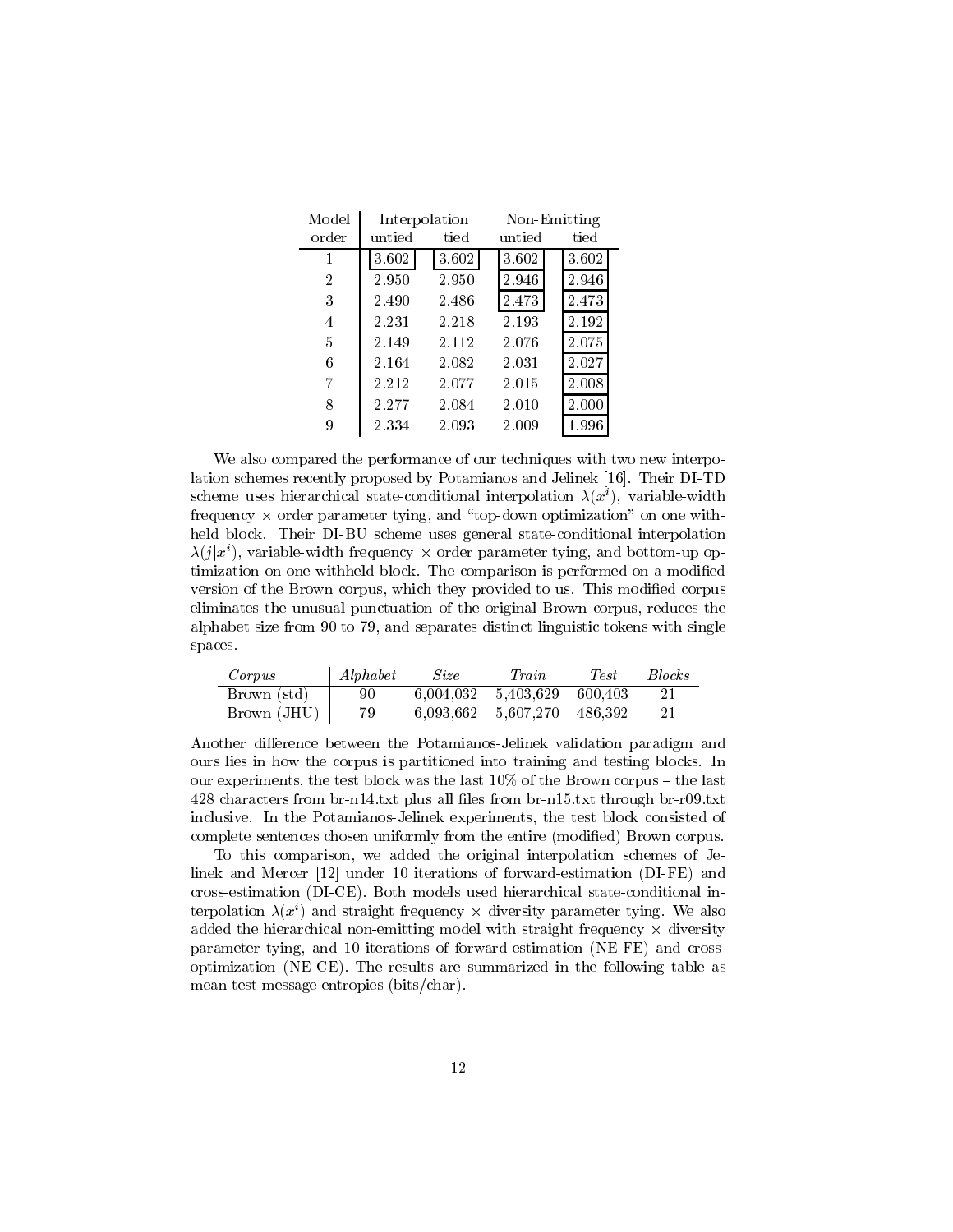| Model order | Interpolation | | Non-Emitting | |
|---|---|---|---|---|
| | untied | tied | untied | tied |
| 1 | 3.602 | 3.602 | 3.602 | 3.602 |
| 2 | 2.950 | 2.950 | 2.946 | 2.946 |
| 3 | 2.490 | 2.486 | 2.473 | 2.473 |
| 4 | 2.231 | 2.218 | 2.193 | 2.192 |
| 5 | 2.149 | 2.112 | 2.076 | 2.075 |
| 6 | 2.164 | 2.082 | 2.031 | 2.027 |
| 7 | 2.212 | 2.077 | 2.015 | 2.008 |
| 8 | 2.277 | 2.084 | 2.010 | 2.000 |
| 9 | 2.334 | 2.093 | 2.009 | 1.996 |

We also compared the performance of our techniques with two new interpolation schemes recently proposed by Potamianos and Jelinek [16]. Their DI-TD scheme uses hierarchical state-conditional interpolation $\lambda(x^i)$, variable-width frequency $\times$ order parameter tying, and "top-down optimization" on one withheld block. Their DI-BU scheme uses general state-conditional interpolation $\lambda(j|x^i)$, variable-width frequency $\times$ order parameter tying, and bottom-up optimization on one withheld block. The comparison is performed on a modified version of the Brown corpus, which they provided to us. This modified corpus eliminates the unusual punctuation of the original Brown corpus, reduces the alphabet size from 90 to 79, and separates distinct linguistic tokens with single spaces.

| *Corpus* | *Alphabet* | *Size* | *Train* | *Test* | *Blocks* |
|---|---|---|---|---|---|
| Brown (std) | 90 | 6,004,032 | 5,403,629 | 600,403 | 21 |
| Brown (JHU) | 79 | 6,093,662 | 5,607,270 | 486,392 | 21 |

Another difference between the Potamianos-Jelinek validation paradigm and ours lies in how the corpus is partitioned into training and testing blocks. In our experiments, the test block was the last 10% of the Brown corpus – the last 428 characters from br-n14.txt plus all files from br-n15.txt through br-r09.txt inclusive. In the Potamianos-Jelinek experiments, the test block consisted of complete sentences chosen uniformly from the entire (modified) Brown corpus.

To this comparison, we added the original interpolation schemes of Jelinek and Mercer [12] under 10 iterations of forward-estimation (DI-FE) and cross-estimation (DI-CE). Both models used hierarchical state-conditional interpolation $\lambda(x^i)$ and straight frequency $\times$ diversity parameter tying. We also added the hierarchical non-emitting model with straight frequency $\times$ diversity parameter tying, and 10 iterations of forward-estimation (NE-FE) and cross-optimization (NE-CE). The results are summarized in the following table as mean test message entropies (bits/char).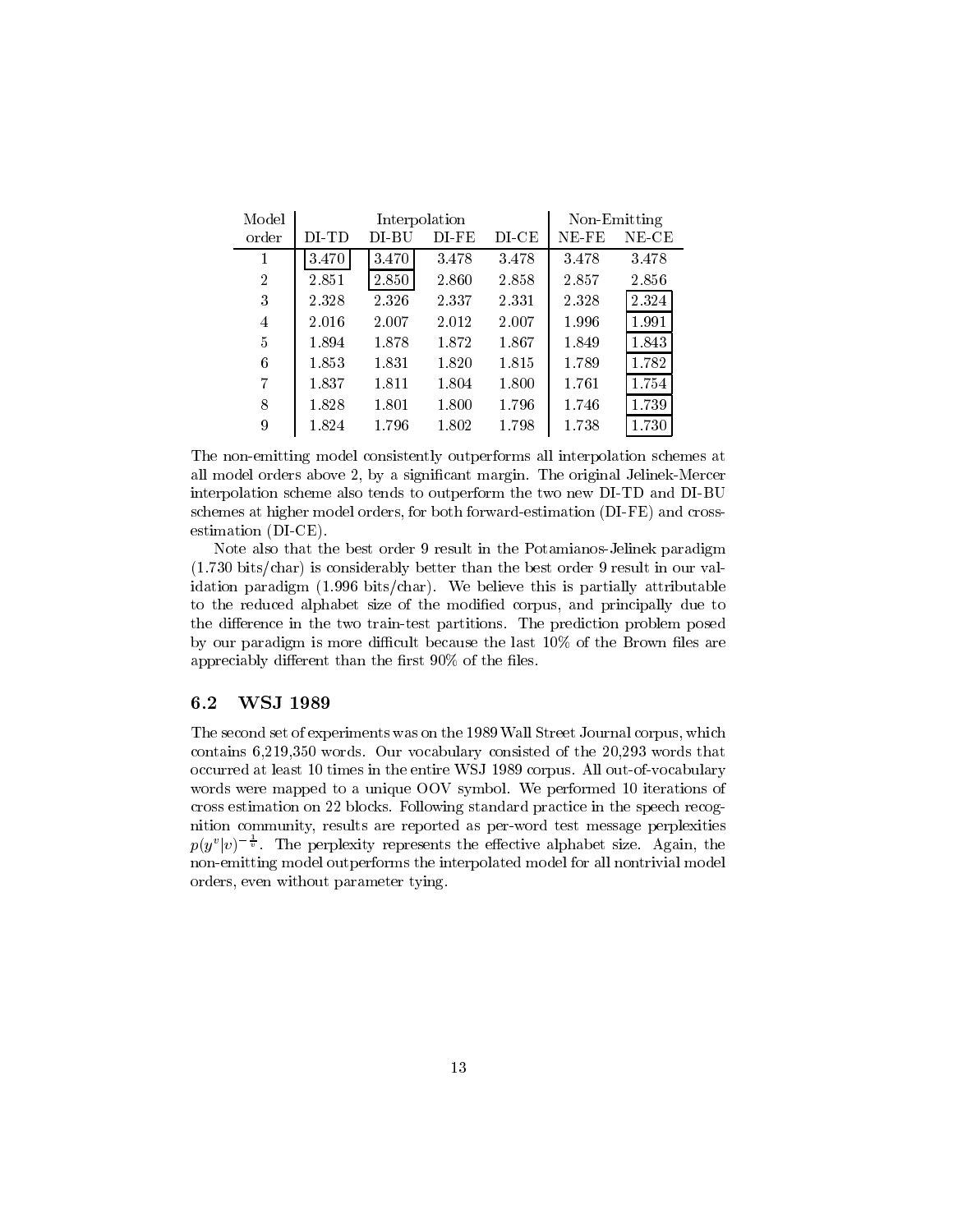| Model order | Interpolation | | | | Non-Emitting | |
|---|---|---|---|---|---|---|
| | DI-TD | DI-BU | DI-FE | DI-CE | NE-FE | NE-CE |
| 1 | 3.470 | 3.470 | 3.478 | 3.478 | 3.478 | 3.478 |
| 2 | 2.851 | 2.850 | 2.860 | 2.858 | 2.857 | 2.856 |
| 3 | 2.328 | 2.326 | 2.337 | 2.331 | 2.328 | 2.324 |
| 4 | 2.016 | 2.007 | 2.012 | 2.007 | 1.996 | 1.991 |
| 5 | 1.894 | 1.878 | 1.872 | 1.867 | 1.849 | 1.843 |
| 6 | 1.853 | 1.831 | 1.820 | 1.815 | 1.789 | 1.782 |
| 7 | 1.837 | 1.811 | 1.804 | 1.800 | 1.761 | 1.754 |
| 8 | 1.828 | 1.801 | 1.800 | 1.796 | 1.746 | 1.739 |
| 9 | 1.824 | 1.796 | 1.802 | 1.798 | 1.738 | 1.730 |

The non-emitting model consistently outperforms all interpolation schemes at all model orders above 2, by a significant margin. The original Jelinek-Mercer interpolation scheme also tends to outperform the two new DI-TD and DI-BU schemes at higher model orders, for both forward-estimation (DI-FE) and cross-estimation (DI-CE).

Note also that the best order 9 result in the Potamianos-Jelinek paradigm (1.730 bits/char) is considerably better than the best order 9 result in our validation paradigm (1.996 bits/char). We believe this is partially attributable to the reduced alphabet size of the modified corpus, and principally due to the difference in the two train-test partitions. The prediction problem posed by our paradigm is more difficult because the last 10% of the Brown files are appreciably different than the first 90% of the files.

### 6.2 WSJ 1989

The second set of experiments was on the 1989 Wall Street Journal corpus, which contains 6,219,350 words. Our vocabulary consisted of the 20,293 words that occurred at least 10 times in the entire WSJ 1989 corpus. All out-of-vocabulary words were mapped to a unique OOV symbol. We performed 10 iterations of cross estimation on 22 blocks. Following standard practice in the speech recognition community, results are reported as per-word test message perplexities $p(y^v|v)^{-\frac{1}{v}}$. The perplexity represents the effective alphabet size. Again, the non-emitting model outperforms the interpolated model for all nontrivial model orders, even without parameter tying.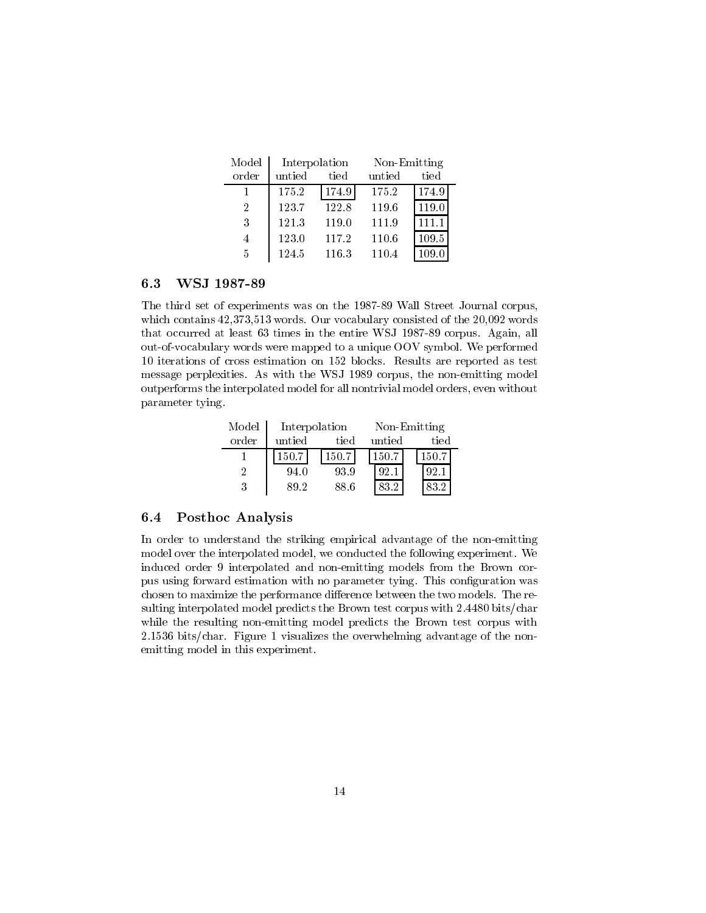| Model order | Interpolation | | Non-Emitting | |
|---|---|---|---|---|
| | untied | tied | untied | tied |
| 1 | 175.2 | 174.9 | 175.2 | 174.9 |
| 2 | 123.7 | 122.8 | 119.6 | 119.0 |
| 3 | 121.3 | 119.0 | 111.9 | 111.1 |
| 4 | 123.0 | 117.2 | 110.6 | 109.5 |
| 5 | 124.5 | 116.3 | 110.4 | 109.0 |

### 6.3 WSJ 1987-89

The third set of experiments was on the 1987-89 Wall Street Journal corpus, which contains 42,373,513 words. Our vocabulary consisted of the 20,092 words that occurred at least 63 times in the entire WSJ 1987-89 corpus. Again, all out-of-vocabulary words were mapped to a unique OOV symbol. We performed 10 iterations of cross estimation on 152 blocks. Results are reported as test message perplexities. As with the WSJ 1989 corpus, the non-emitting model outperforms the interpolated model for all nontrivial model orders, even without parameter tying.

| Model order | Interpolation | | Non-Emitting | |
|---|---|---|---|---|
| | untied | tied | untied | tied |
| 1 | 150.7 | 150.7 | 150.7 | 150.7 |
| 2 | 94.0 | 93.9 | 92.1 | 92.1 |
| 3 | 89.2 | 88.6 | 83.2 | 83.2 |

### 6.4 Posthoc Analysis

In order to understand the striking empirical advantage of the non-emitting model over the interpolated model, we conducted the following experiment. We induced order 9 interpolated and non-emitting models from the Brown corpus using forward estimation with no parameter tying. This configuration was chosen to maximize the performance difference between the two models. The resulting interpolated model predicts the Brown test corpus with 2.4480 bits/char while the resulting non-emitting model predicts the Brown test corpus with 2.1536 bits/char. Figure 1 visualizes the overwhelming advantage of the non-emitting model in this experiment.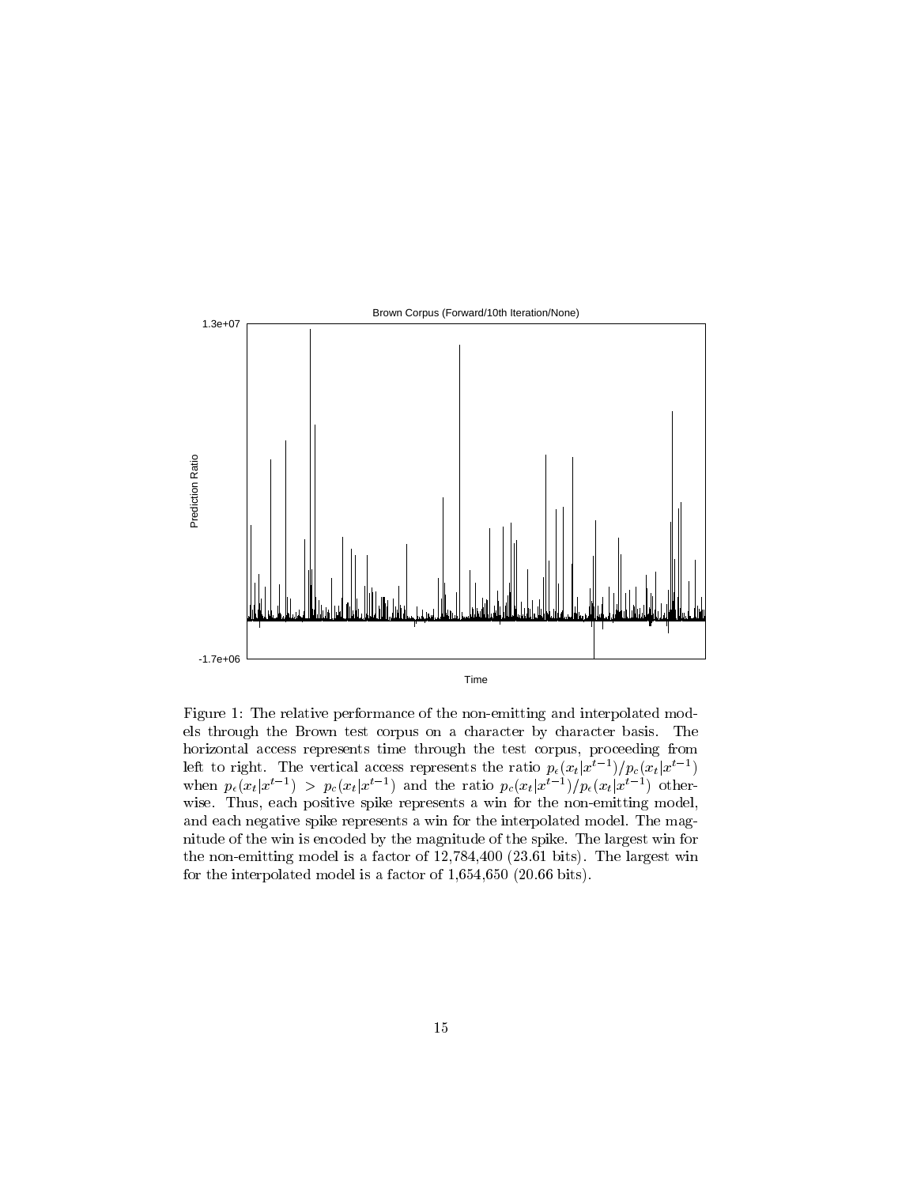Figure 1: The relative performance of the non-emitting and interpolated models through the Brown test corpus on a character by character basis. The horizontal access represents time through the test corpus, proceeding from left to right. The vertical access represents the ratio $p_\epsilon(x_t|x^{t-1})/p_c(x_t|x^{t-1})$ when $p_\epsilon(x_t|x^{t-1}) > p_c(x_t|x^{t-1})$ and the ratio $p_c(x_t|x^{t-1})/p_\epsilon(x_t|x^{t-1})$ otherwise. Thus, each positive spike represents a win for the non-emitting model, and each negative spike represents a win for the interpolated model. The magnitude of the win is encoded by the magnitude of the spike. The largest win for the non-emitting model is a factor of 12,784,400 (23.61 bits). The largest win for the interpolated model is a factor of 1,654,650 (20.66 bits).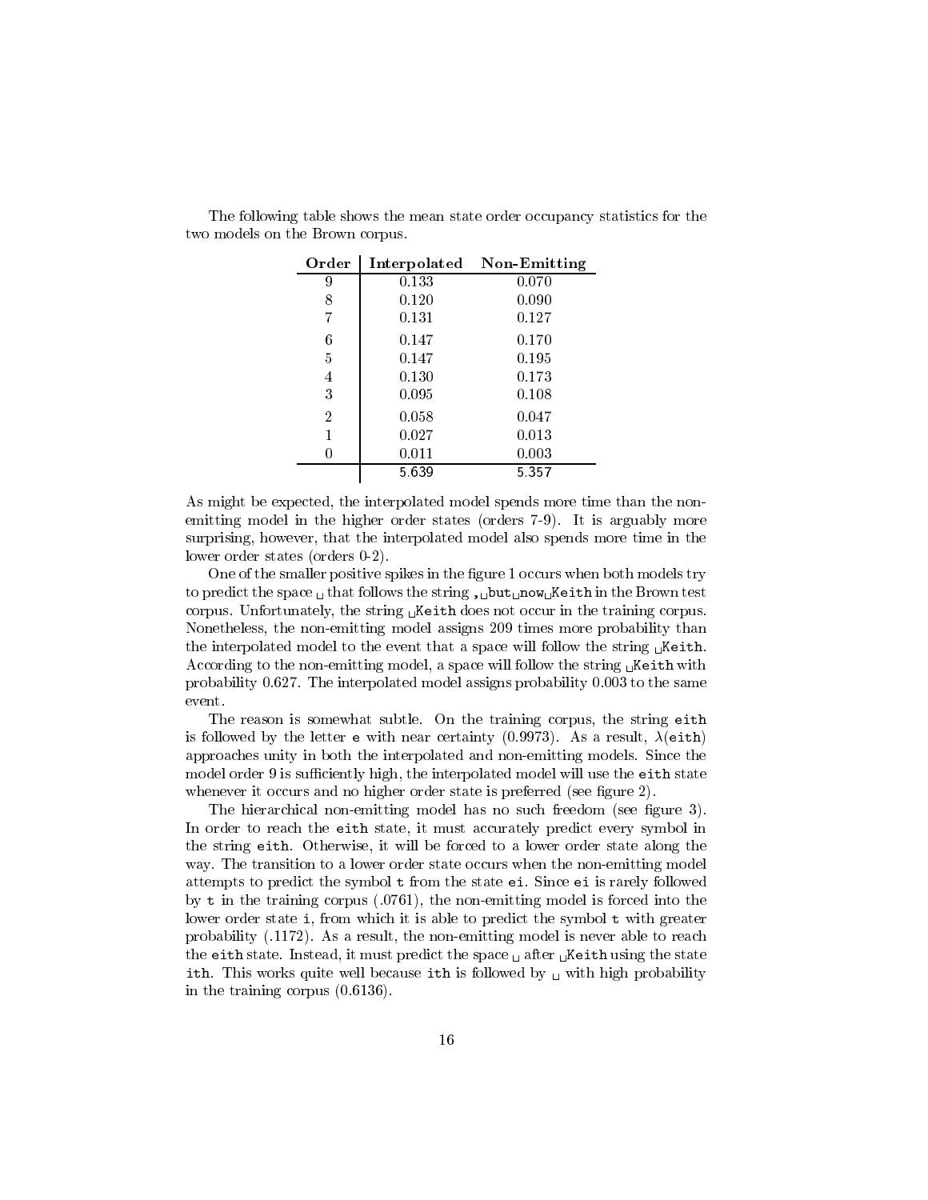The following table shows the mean state order occupancy statistics for the two models on the Brown corpus.

| Order | Interpolated | Non-Emitting |
|---|---|---|
| 9 | 0.133 | 0.070 |
| 8 | 0.120 | 0.090 |
| 7 | 0.131 | 0.127 |
| 6 | 0.147 | 0.170 |
| 5 | 0.147 | 0.195 |
| 4 | 0.130 | 0.173 |
| 3 | 0.095 | 0.108 |
| 2 | 0.058 | 0.047 |
| 1 | 0.027 | 0.013 |
| 0 | 0.011 | 0.003 |
| | 5.639 | 5.357 |

As might be expected, the interpolated model spends more time than the non-emitting model in the higher order states (orders 7-9). It is arguably more surprising, however, that the interpolated model also spends more time in the lower order states (orders 0-2).

One of the smaller positive spikes in the figure 1 occurs when both models try to predict the space ␣ that follows the string `,␣but␣now␣Keith` in the Brown test corpus. Unfortunately, the string `␣Keith` does not occur in the training corpus. Nonetheless, the non-emitting model assigns 209 times more probability than the interpolated model to the event that a space will follow the string `␣Keith`. According to the non-emitting model, a space will follow the string `␣Keith` with probability 0.627. The interpolated model assigns probability 0.003 to the same event.

The reason is somewhat subtle. On the training corpus, the string `eith` is followed by the letter `e` with near certainty (0.9973). As a result, $\lambda$(`eith`) approaches unity in both the interpolated and non-emitting models. Since the model order 9 is sufficiently high, the interpolated model will use the `eith` state whenever it occurs and no higher order state is preferred (see figure 2).

The hierarchical non-emitting model has no such freedom (see figure 3). In order to reach the `eith` state, it must accurately predict every symbol in the string `eith`. Otherwise, it will be forced to a lower order state along the way. The transition to a lower order state occurs when the non-emitting model attempts to predict the symbol `t` from the state `ei`. Since `ei` is rarely followed by `t` in the training corpus (.0761), the non-emitting model is forced into the lower order state `i`, from which it is able to predict the symbol `t` with greater probability (.1172). As a result, the non-emitting model is never able to reach the `eith` state. Instead, it must predict the space ␣ after `␣Keith` using the state `ith`. This works quite well because `ith` is followed by ␣ with high probability in the training corpus (0.6136).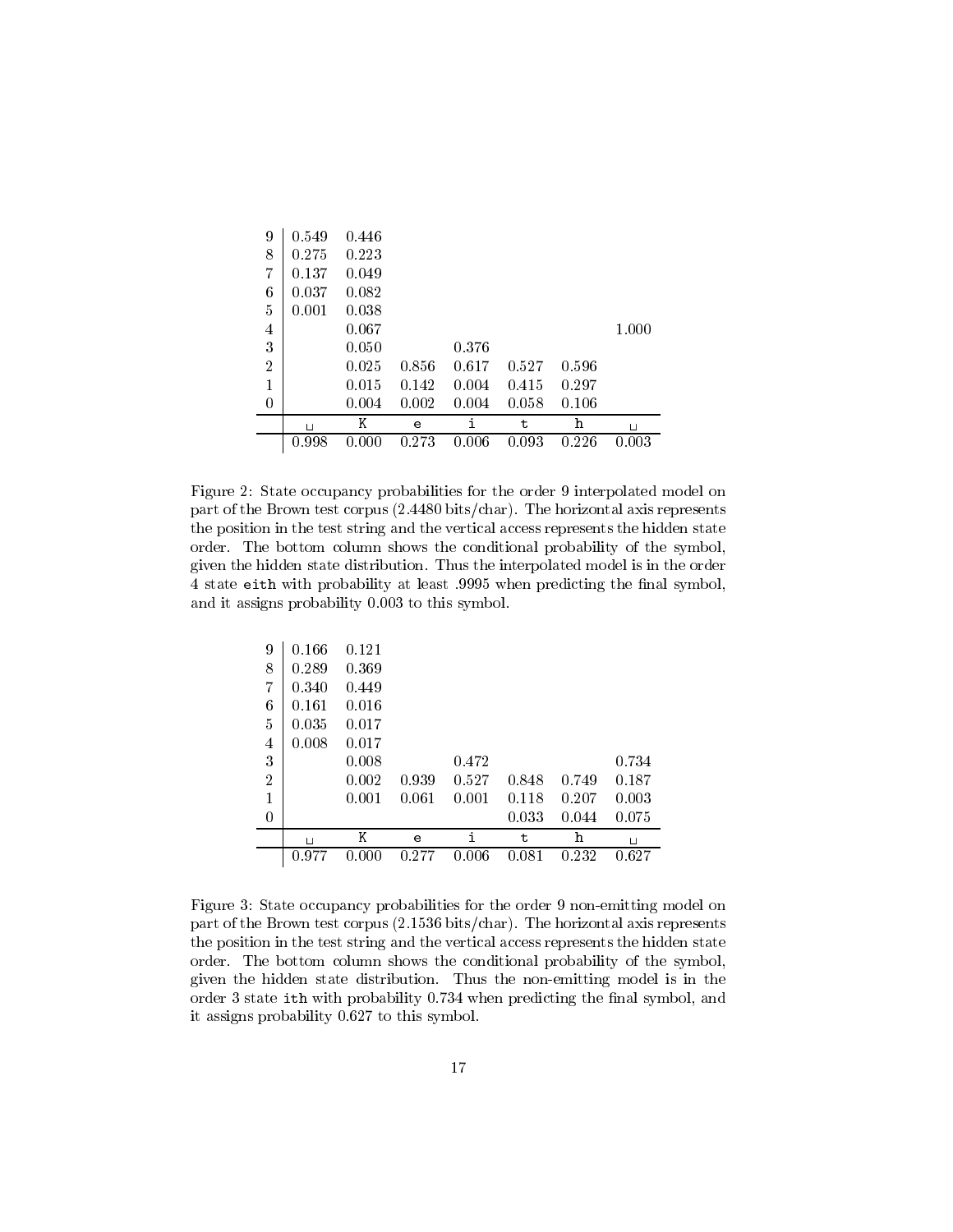| | ␣ | K | e | i | t | h | ␣ |
|---|---|---|---|---|---|---|---|
| 9 | 0.549 | 0.446 | | | | | |
| 8 | 0.275 | 0.223 | | | | | |
| 7 | 0.137 | 0.049 | | | | | |
| 6 | 0.037 | 0.082 | | | | | |
| 5 | 0.001 | 0.038 | | | | | |
| 4 | | 0.067 | | | | | 1.000 |
| 3 | | 0.050 | | 0.376 | | | |
| 2 | | 0.025 | 0.856 | 0.617 | 0.527 | 0.596 | |
| 1 | | 0.015 | 0.142 | 0.004 | 0.415 | 0.297 | |
| 0 | | 0.004 | 0.002 | 0.004 | 0.058 | 0.106 | |
| | 0.998 | 0.000 | 0.273 | 0.006 | 0.093 | 0.226 | 0.003 |

Figure 2: State occupancy probabilities for the order 9 interpolated model on part of the Brown test corpus (2.4480 bits/char). The horizontal axis represents the position in the test string and the vertical access represents the hidden state order. The bottom column shows the conditional probability of the symbol, given the hidden state distribution. Thus the interpolated model is in the order 4 state `eith` with probability at least .9995 when predicting the final symbol, and it assigns probability 0.003 to this symbol.

| | ␣ | K | e | i | t | h | ␣ |
|---|---|---|---|---|---|---|---|
| 9 | 0.166 | 0.121 | | | | | |
| 8 | 0.289 | 0.369 | | | | | |
| 7 | 0.340 | 0.449 | | | | | |
| 6 | 0.161 | 0.016 | | | | | |
| 5 | 0.035 | 0.017 | | | | | |
| 4 | 0.008 | 0.017 | | | | | |
| 3 | | 0.008 | | 0.472 | | | 0.734 |
| 2 | | 0.002 | 0.939 | 0.527 | 0.848 | 0.749 | 0.187 |
| 1 | | 0.001 | 0.061 | 0.001 | 0.118 | 0.207 | 0.003 |
| 0 | | | | | 0.033 | 0.044 | 0.075 |
| | 0.977 | 0.000 | 0.277 | 0.006 | 0.081 | 0.232 | 0.627 |

Figure 3: State occupancy probabilities for the order 9 non-emitting model on part of the Brown test corpus (2.1536 bits/char). The horizontal axis represents the position in the test string and the vertical access represents the hidden state order. The bottom column shows the conditional probability of the symbol, given the hidden state distribution. Thus the non-emitting model is in the order 3 state `ith` with probability 0.734 when predicting the final symbol, and it assigns probability 0.627 to this symbol.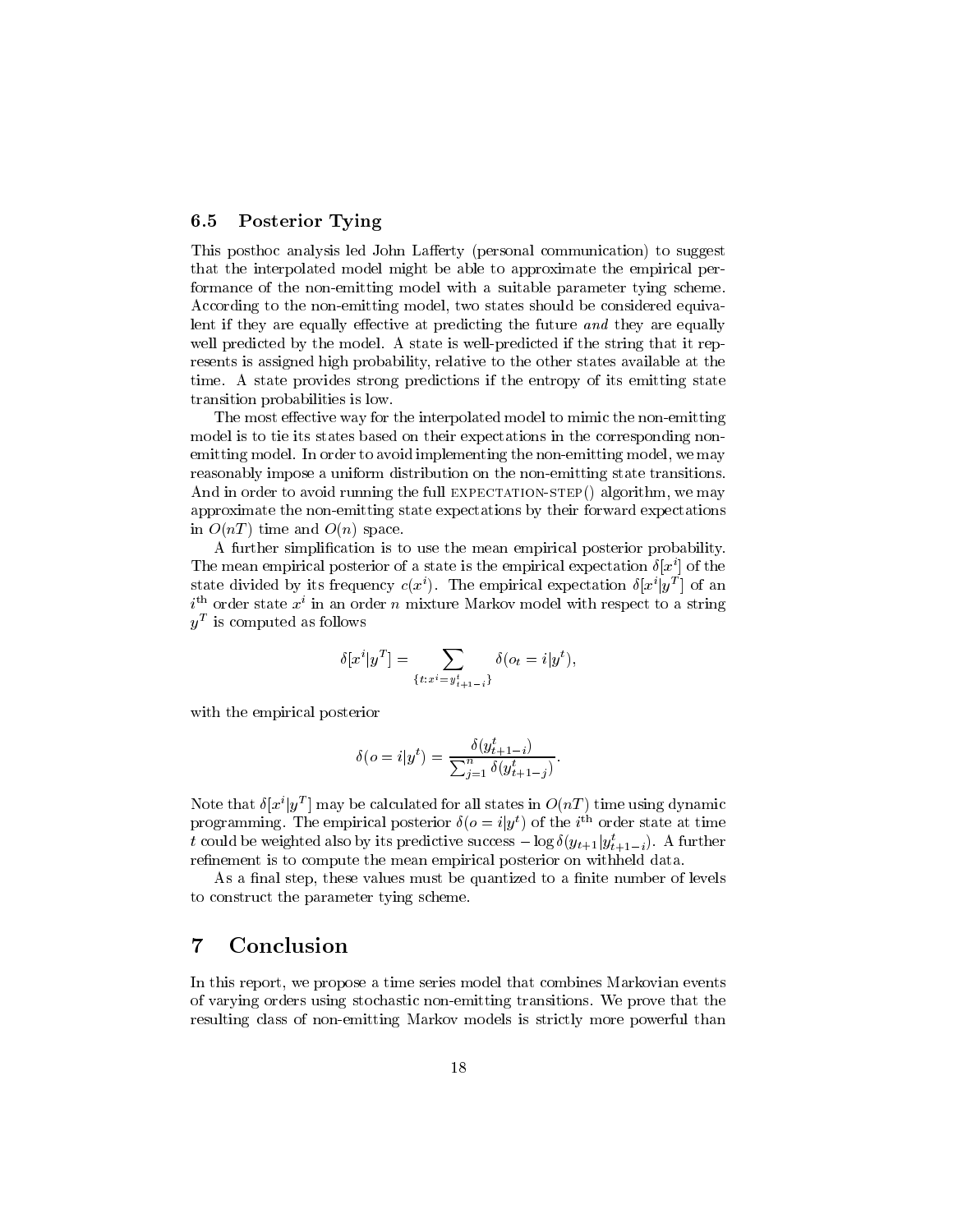### 6.5 Posterior Tying

This posthoc analysis led John Lafferty (personal communication) to suggest that the interpolated model might be able to approximate the empirical performance of the non-emitting model with a suitable parameter tying scheme. According to the non-emitting model, two states should be considered equivalent if they are equally effective at predicting the future *and* they are equally well predicted by the model. A state is well-predicted if the string that it represents is assigned high probability, relative to the other states available at the time. A state provides strong predictions if the entropy of its emitting state transition probabilities is low.

The most effective way for the interpolated model to mimic the non-emitting model is to tie its states based on their expectations in the corresponding non-emitting model. In order to avoid implementing the non-emitting model, we may reasonably impose a uniform distribution on the non-emitting state transitions. And in order to avoid running the full EXPECTATION-STEP() algorithm, we may approximate the non-emitting state expectations by their forward expectations in $O(nT)$ time and $O(n)$ space.

A further simplification is to use the mean empirical posterior probability. The mean empirical posterior of a state is the empirical expectation $\delta[x^i]$ of the state divided by its frequency $c(x^i)$. The empirical expectation $\delta[x^i|y^T]$ of an $i^{\text{th}}$ order state $x^i$ in an order $n$ mixture Markov model with respect to a string $y^T$ is computed as follows

$$\delta[x^i|y^T] = \sum_{\{t: x^i = y^t_{t+1-i}\}} \delta(o_t = i|y^t),$$

with the empirical posterior

$$\delta(o = i|y^t) = \frac{\delta(y^t_{t+1-i})}{\sum_{j=1}^{n} \delta(y^t_{t+1-j})}.$$

Note that $\delta[x^i|y^T]$ may be calculated for all states in $O(nT)$ time using dynamic programming. The empirical posterior $\delta(o = i|y^t)$ of the $i^{\text{th}}$ order state at time $t$ could be weighted also by its predictive success $-\log \delta(y_{t+1}|y^t_{t+1-i})$. A further refinement is to compute the mean empirical posterior on withheld data.

As a final step, these values must be quantized to a finite number of levels to construct the parameter tying scheme.

## 7 Conclusion

In this report, we propose a time series model that combines Markovian events of varying orders using stochastic non-emitting transitions. We prove that the resulting class of non-emitting Markov models is strictly more powerful than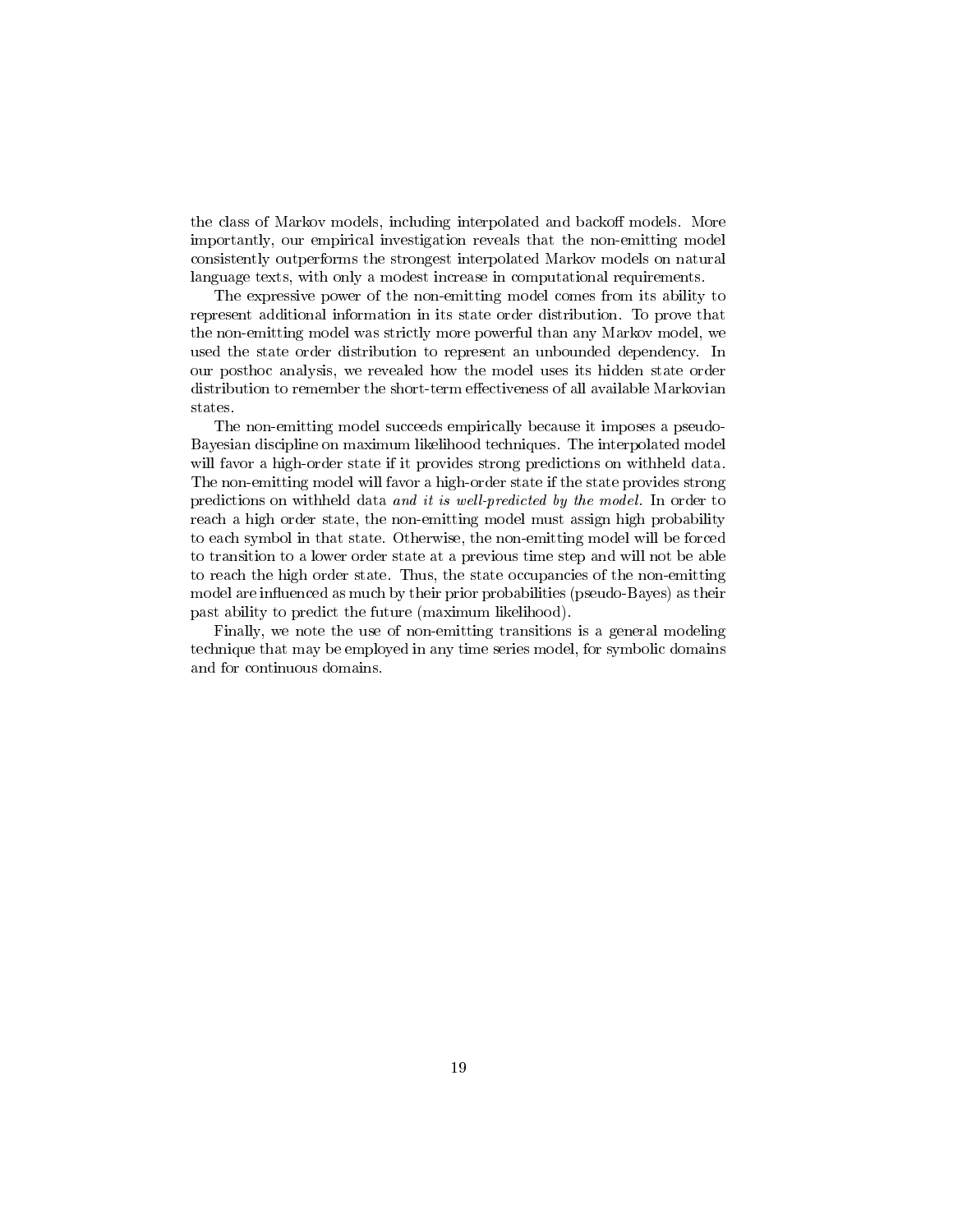the class of Markov models, including interpolated and backoff models. More importantly, our empirical investigation reveals that the non-emitting model consistently outperforms the strongest interpolated Markov models on natural language texts, with only a modest increase in computational requirements.

The expressive power of the non-emitting model comes from its ability to represent additional information in its state order distribution. To prove that the non-emitting model was strictly more powerful than any Markov model, we used the state order distribution to represent an unbounded dependency. In our posthoc analysis, we revealed how the model uses its hidden state order distribution to remember the short-term effectiveness of all available Markovian states.

The non-emitting model succeeds empirically because it imposes a pseudo-Bayesian discipline on maximum likelihood techniques. The interpolated model will favor a high-order state if it provides strong predictions on withheld data. The non-emitting model will favor a high-order state if the state provides strong predictions on withheld data *and it is well-predicted by the model*. In order to reach a high order state, the non-emitting model must assign high probability to each symbol in that state. Otherwise, the non-emitting model will be forced to transition to a lower order state at a previous time step and will not be able to reach the high order state. Thus, the state occupancies of the non-emitting model are influenced as much by their prior probabilities (pseudo-Bayes) as their past ability to predict the future (maximum likelihood).

Finally, we note the use of non-emitting transitions is a general modeling technique that may be employed in any time series model, for symbolic domains and for continuous domains.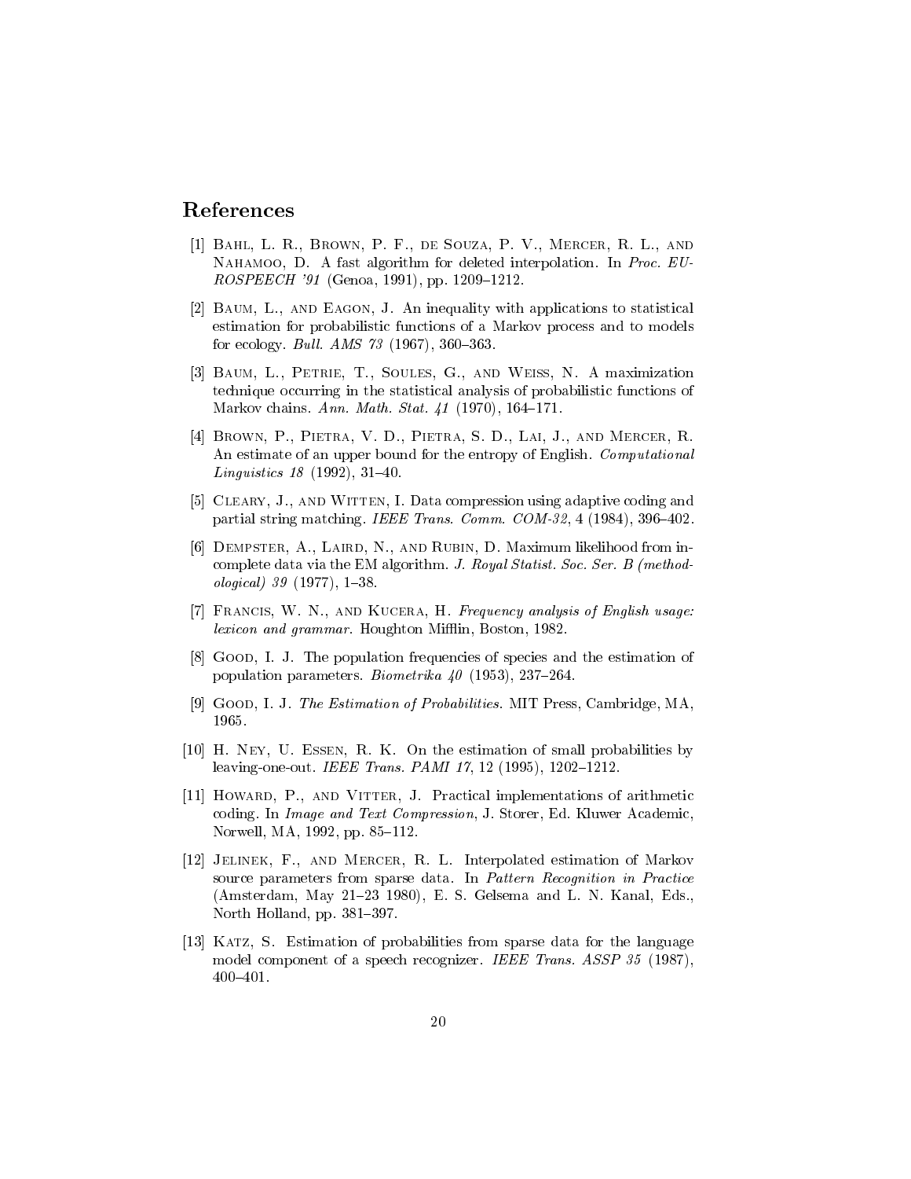## References

[1] Bahl, L. R., Brown, P. F., de Souza, P. V., Mercer, R. L., and Nahamoo, D. A fast algorithm for deleted interpolation. In *Proc. EUROSPEECH '91* (Genoa, 1991), pp. 1209–1212.

[2] Baum, L., and Eagon, J. An inequality with applications to statistical estimation for probabilistic functions of a Markov process and to models for ecology. *Bull. AMS 73* (1967), 360–363.

[3] Baum, L., Petrie, T., Soules, G., and Weiss, N. A maximization technique occurring in the statistical analysis of probabilistic functions of Markov chains. *Ann. Math. Stat. 41* (1970), 164–171.

[4] Brown, P., Pietra, V. D., Pietra, S. D., Lai, J., and Mercer, R. An estimate of an upper bound for the entropy of English. *Computational Linguistics 18* (1992), 31–40.

[5] Cleary, J., and Witten, I. Data compression using adaptive coding and partial string matching. *IEEE Trans. Comm. COM-32*, 4 (1984), 396–402.

[6] Dempster, A., Laird, N., and Rubin, D. Maximum likelihood from incomplete data via the EM algorithm. *J. Royal Statist. Soc. Ser. B (methodological) 39* (1977), 1–38.

[7] Francis, W. N., and Kucera, H. *Frequency analysis of English usage: lexicon and grammar.* Houghton Mifflin, Boston, 1982.

[8] Good, I. J. The population frequencies of species and the estimation of population parameters. *Biometrika 40* (1953), 237–264.

[9] Good, I. J. *The Estimation of Probabilities.* MIT Press, Cambridge, MA, 1965.

[10] H. Ney, U. Essen, R. K. On the estimation of small probabilities by leaving-one-out. *IEEE Trans. PAMI 17*, 12 (1995), 1202–1212.

[11] Howard, P., and Vitter, J. Practical implementations of arithmetic coding. In *Image and Text Compression*, J. Storer, Ed. Kluwer Academic, Norwell, MA, 1992, pp. 85–112.

[12] Jelinek, F., and Mercer, R. L. Interpolated estimation of Markov source parameters from sparse data. In *Pattern Recognition in Practice* (Amsterdam, May 21–23 1980), E. S. Gelsema and L. N. Kanal, Eds., North Holland, pp. 381–397.

[13] Katz, S. Estimation of probabilities from sparse data for the language model component of a speech recognizer. *IEEE Trans. ASSP 35* (1987), 400–401.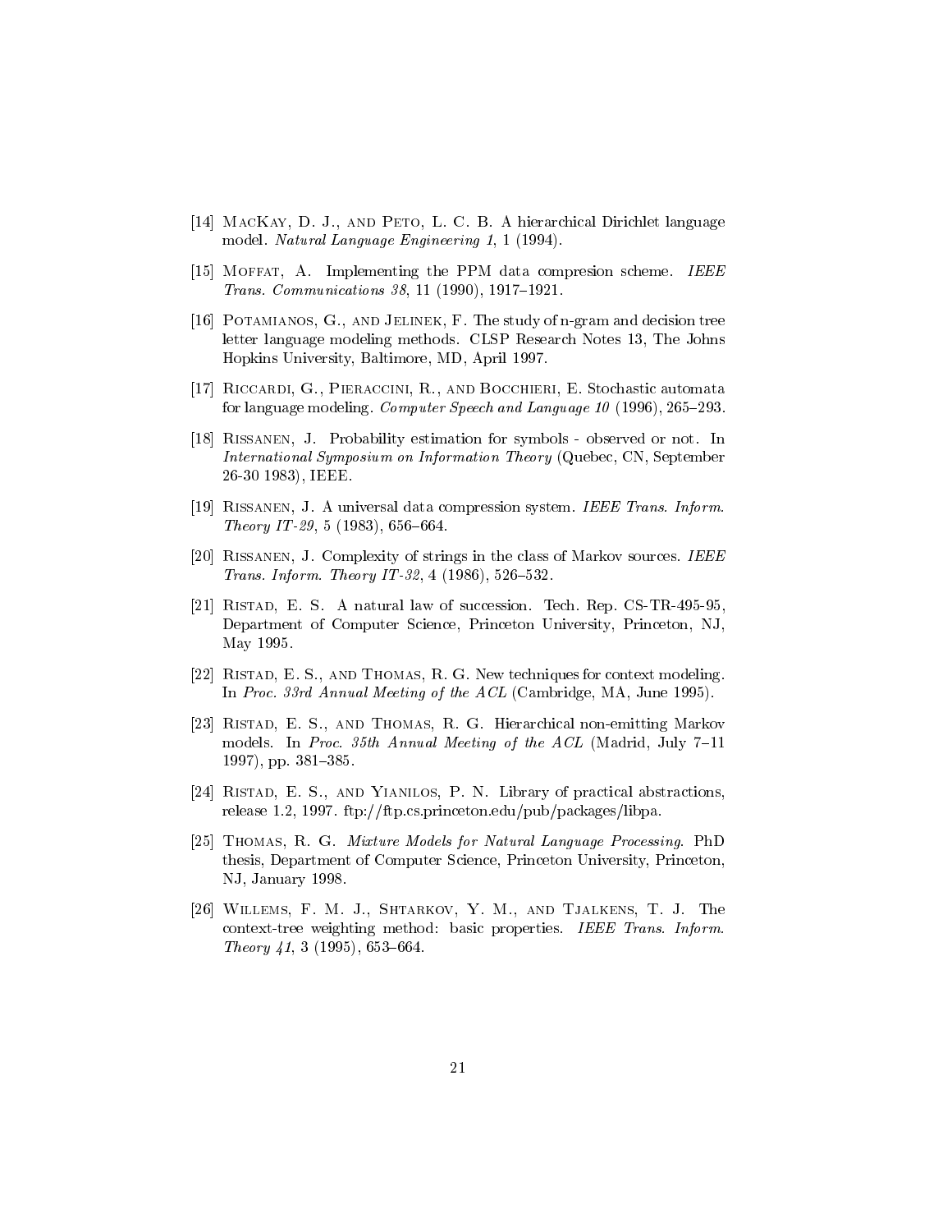[14] MacKay, D. J., and Peto, L. C. B. A hierarchical Dirichlet language model. *Natural Language Engineering 1*, 1 (1994).

[15] Moffat, A. Implementing the PPM data compresion scheme. *IEEE Trans. Communications 38*, 11 (1990), 1917–1921.

[16] Potamianos, G., and Jelinek, F. The study of n-gram and decision tree letter language modeling methods. CLSP Research Notes 13, The Johns Hopkins University, Baltimore, MD, April 1997.

[17] Riccardi, G., Pieraccini, R., and Bocchieri, E. Stochastic automata for language modeling. *Computer Speech and Language 10* (1996), 265–293.

[18] Rissanen, J. Probability estimation for symbols - observed or not. In *International Symposium on Information Theory* (Quebec, CN, September 26-30 1983), IEEE.

[19] Rissanen, J. A universal data compression system. *IEEE Trans. Inform. Theory IT-29*, 5 (1983), 656–664.

[20] Rissanen, J. Complexity of strings in the class of Markov sources. *IEEE Trans. Inform. Theory IT-32*, 4 (1986), 526–532.

[21] Ristad, E. S. A natural law of succession. Tech. Rep. CS-TR-495-95, Department of Computer Science, Princeton University, Princeton, NJ, May 1995.

[22] Ristad, E. S., and Thomas, R. G. New techniques for context modeling. In *Proc. 33rd Annual Meeting of the ACL* (Cambridge, MA, June 1995).

[23] Ristad, E. S., and Thomas, R. G. Hierarchical non-emitting Markov models. In *Proc. 35th Annual Meeting of the ACL* (Madrid, July 7–11 1997), pp. 381–385.

[24] Ristad, E. S., and Yianilos, P. N. Library of practical abstractions, release 1.2, 1997. ftp://ftp.cs.princeton.edu/pub/packages/libpa.

[25] Thomas, R. G. *Mixture Models for Natural Language Processing*. PhD thesis, Department of Computer Science, Princeton University, Princeton, NJ, January 1998.

[26] Willems, F. M. J., Shtarkov, Y. M., and Tjalkens, T. J. The context-tree weighting method: basic properties. *IEEE Trans. Inform. Theory 41*, 3 (1995), 653–664.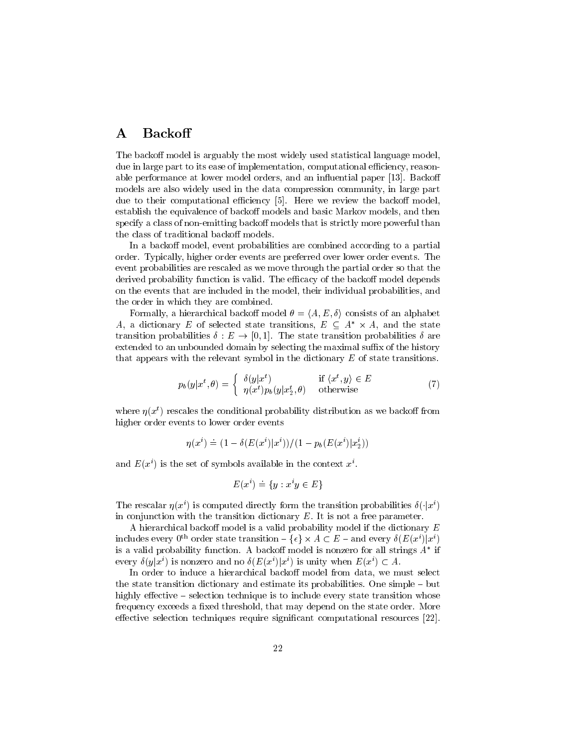# A Backoff

The backoff model is arguably the most widely used statistical language model, due in large part to its ease of implementation, computational efficiency, reasonable performance at lower model orders, and an influential paper [13]. Backoff models are also widely used in the data compression community, in large part due to their computational efficiency [5]. Here we review the backoff model, establish the equivalence of backoff models and basic Markov models, and then specify a class of non-emitting backoff models that is strictly more powerful than the class of traditional backoff models.

In a backoff model, event probabilities are combined according to a partial order. Typically, higher order events are preferred over lower order events. The event probabilities are rescaled as we move through the partial order so that the derived probability function is valid. The efficacy of the backoff model depends on the events that are included in the model, their individual probabilities, and the order in which they are combined.

Formally, a hierarchical backoff model $\theta = \langle A, E, \delta \rangle$ consists of an alphabet $A$, a dictionary $E$ of selected state transitions, $E \subseteq A^* \times A$, and the state transition probabilities $\delta : E \rightarrow [0,1]$. The state transition probabilities $\delta$ are extended to an unbounded domain by selecting the maximal suffix of the history that appears with the relevant symbol in the dictionary $E$ of state transitions.

$$p_b(y|x^t,\theta) = \begin{cases} \delta(y|x^t) & \text{if } \langle x^t, y\rangle \in E \\ \eta(x^t) p_b(y|x_2^t,\theta) & \text{otherwise} \end{cases} \tag{7}$$

where $\eta(x^t)$ rescales the conditional probability distribution as we backoff from higher order events to lower order events

$$\eta(x^i) \doteq (1 - \delta(E(x^i)|x^i))/(1 - p_b(E(x^i)|x_2^i))$$

and $E(x^i)$ is the set of symbols available in the context $x^i$.

$$E(x^i) \doteq \{y : x^i y \in E\}$$

The rescalar $\eta(x^i)$ is computed directly form the transition probabilities $\delta(\cdot|x^i)$ in conjunction with the transition dictionary $E$. It is not a free parameter.

A hierarchical backoff model is a valid probability model if the dictionary $E$ includes every $0^{\text{th}}$ order state transition – $\{\epsilon\} \times A \subset E$ – and every $\delta(E(x^i)|x^i)$ is a valid probability function. A backoff model is nonzero for all strings $A^*$ if every $\delta(y|x^i)$ is nonzero and no $\delta(E(x^i)|x^i)$ is unity when $E(x^i) \subset A$.

In order to induce a hierarchical backoff model from data, we must select the state transition dictionary and estimate its probabilities. One simple – but highly effective – selection technique is to include every state transition whose frequency exceeds a fixed threshold, that may depend on the state order. More effective selection techniques require significant computational resources [22].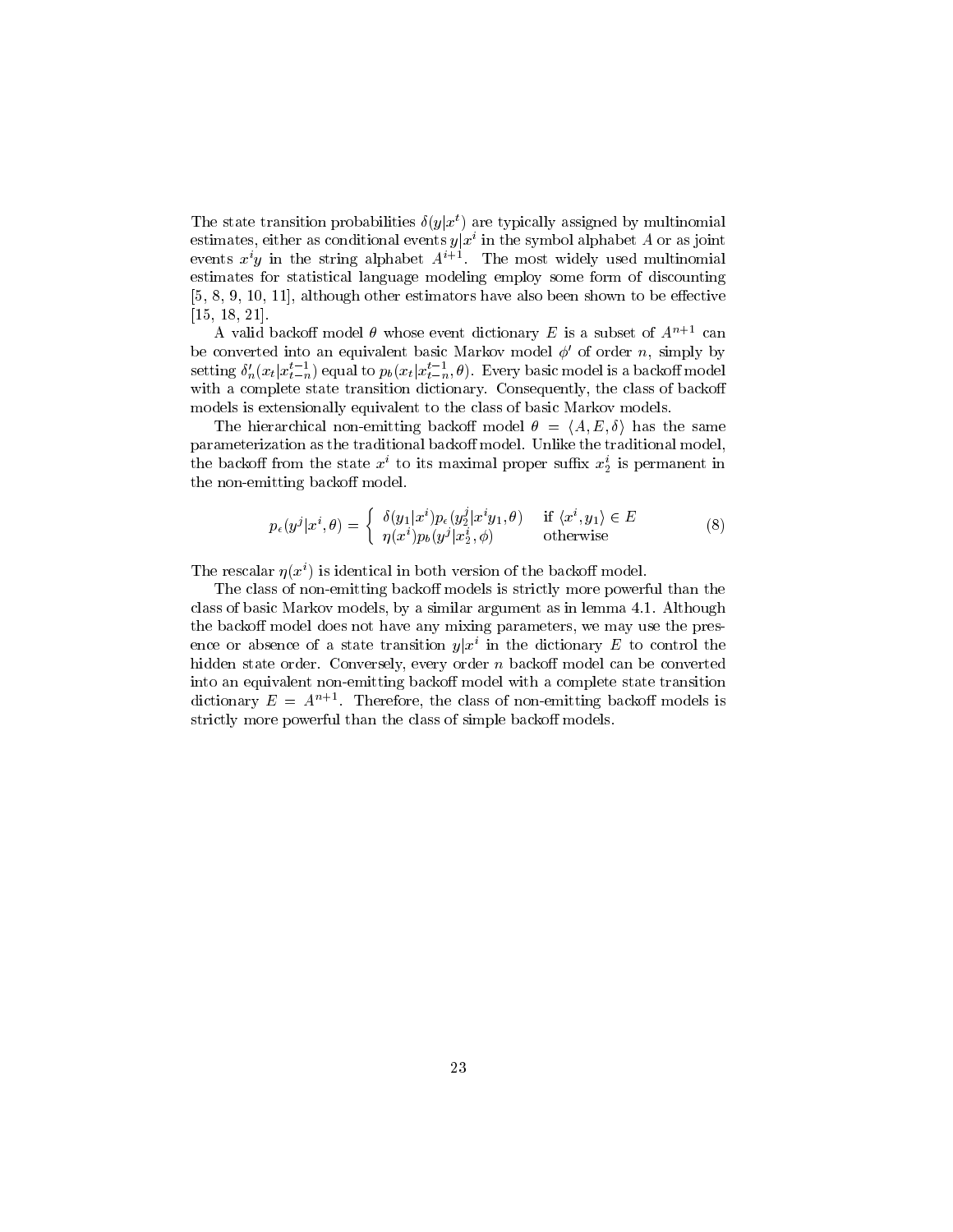The state transition probabilities $\delta(y|x^t)$ are typically assigned by multinomial estimates, either as conditional events $y|x^i$ in the symbol alphabet $A$ or as joint events $x^iy$ in the string alphabet $A^{i+1}$. The most widely used multinomial estimates for statistical language modeling employ some form of discounting [5, 8, 9, 10, 11], although other estimators have also been shown to be effective [15, 18, 21].

A valid backoff model $\theta$ whose event dictionary $E$ is a subset of $A^{n+1}$ can be converted into an equivalent basic Markov model $\phi'$ of order $n$, simply by setting $\delta'_n(x_t|x_{t-n}^{t-1})$ equal to $p_b(x_t|x_{t-n}^{t-1}, \theta)$. Every basic model is a backoff model with a complete state transition dictionary. Consequently, the class of backoff models is extensionally equivalent to the class of basic Markov models.

The hierarchical non-emitting backoff model $\theta = \langle A, E, \delta \rangle$ has the same parameterization as the traditional backoff model. Unlike the traditional model, the backoff from the state $x^i$ to its maximal proper suffix $x_2^i$ is permanent in the non-emitting backoff model.

$$p_\epsilon(y^j|x^i, \theta) = \begin{cases} \delta(y_1|x^i)p_\epsilon(y_2^j|x^iy_1, \theta) & \text{if } \langle x^i, y_1 \rangle \in E \\ \eta(x^i)p_b(y^j|x_2^i, \phi) & \text{otherwise} \end{cases} \tag{8}$$

The rescalar $\eta(x^i)$ is identical in both version of the backoff model.

The class of non-emitting backoff models is strictly more powerful than the class of basic Markov models, by a similar argument as in lemma 4.1. Although the backoff model does not have any mixing parameters, we may use the presence or absence of a state transition $y|x^i$ in the dictionary $E$ to control the hidden state order. Conversely, every order $n$ backoff model can be converted into an equivalent non-emitting backoff model with a complete state transition dictionary $E = A^{n+1}$. Therefore, the class of non-emitting backoff models is strictly more powerful than the class of simple backoff models.